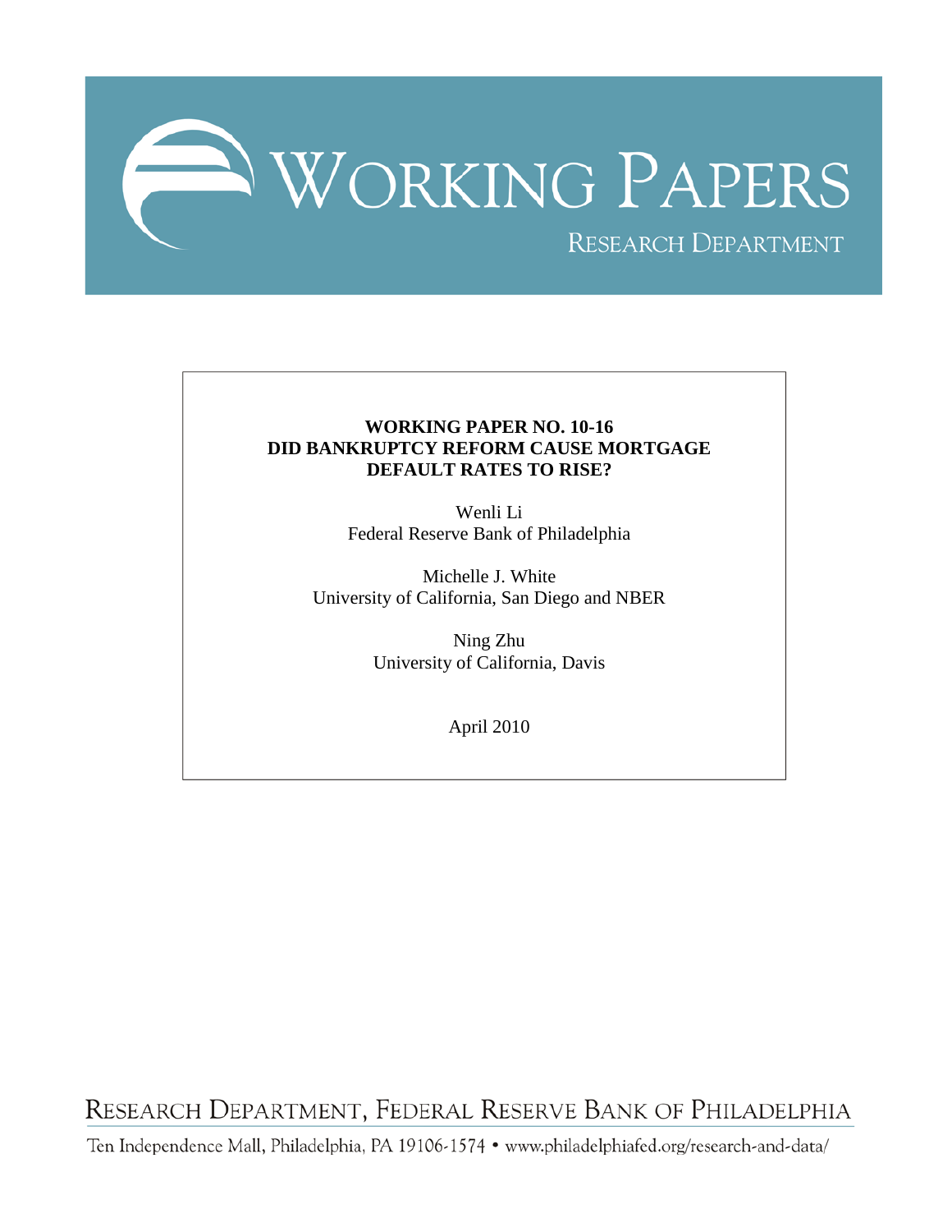# WORKING PAPERS

RESEARCH DEPARTMENT

**WORKING PAPER NO. 10-16**
**DID BANKRUPTCY REFORM CAUSE MORTGAGE DEFAULT RATES TO RISE?**

Wenli Li
Federal Reserve Bank of Philadelphia

Michelle J. White
University of California, San Diego and NBER

Ning Zhu
University of California, Davis

April 2010

RESEARCH DEPARTMENT, FEDERAL RESERVE BANK OF PHILADELPHIA

Ten Independence Mall, Philadelphia, PA 19106-1574 • www.philadelphiafed.org/research-and-data/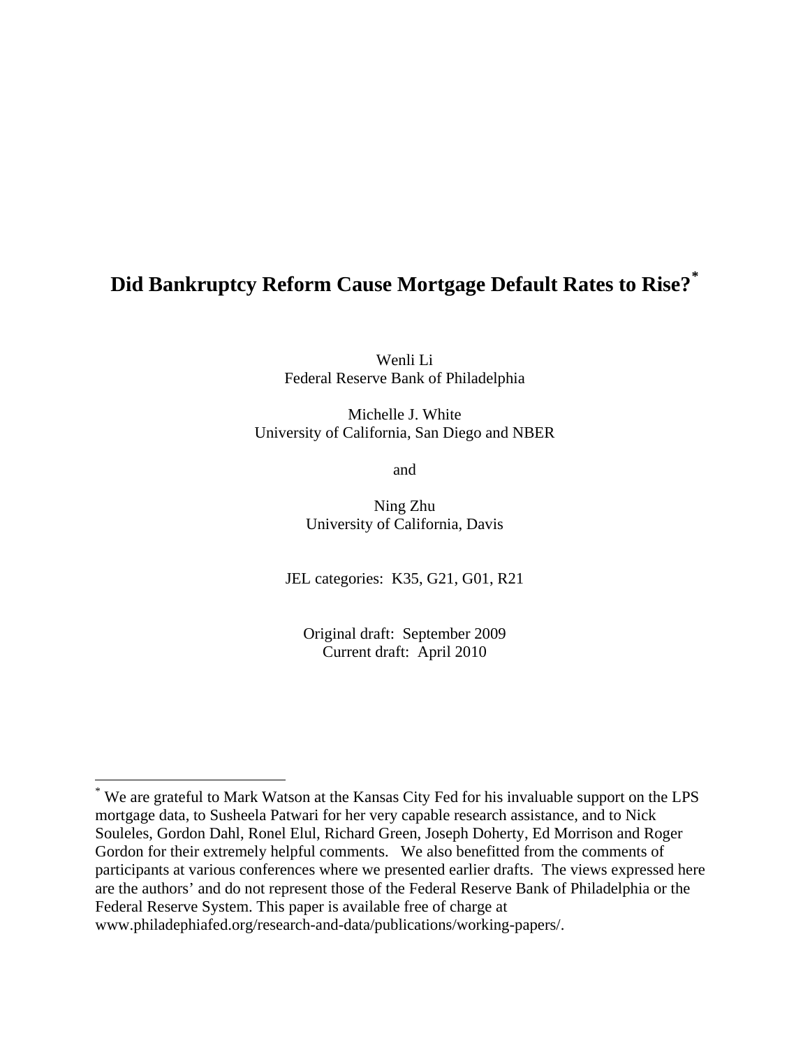# Did Bankruptcy Reform Cause Mortgage Default Rates to Rise?*

Wenli Li
Federal Reserve Bank of Philadelphia

Michelle J. White
University of California, San Diego and NBER

and

Ning Zhu
University of California, Davis

JEL categories: K35, G21, G01, R21

Original draft: September 2009
Current draft: April 2010

---

* We are grateful to Mark Watson at the Kansas City Fed for his invaluable support on the LPS mortgage data, to Susheela Patwari for her very capable research assistance, and to Nick Souleles, Gordon Dahl, Ronel Elul, Richard Green, Joseph Doherty, Ed Morrison and Roger Gordon for their extremely helpful comments. We also benefitted from the comments of participants at various conferences where we presented earlier drafts. The views expressed here are the authors' and do not represent those of the Federal Reserve Bank of Philadelphia or the Federal Reserve System. This paper is available free of charge at www.philadephiafed.org/research-and-data/publications/working-papers/.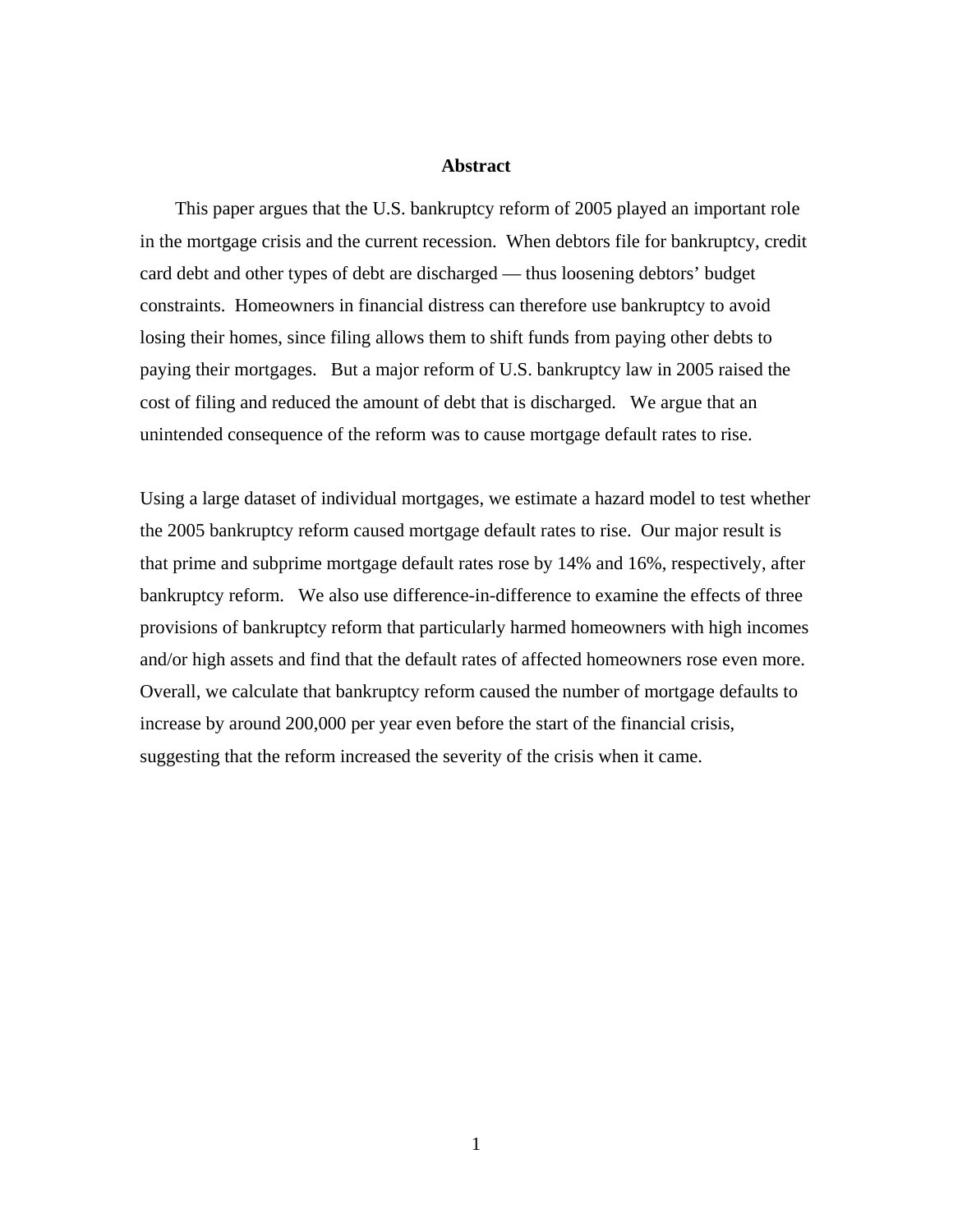# Abstract

This paper argues that the U.S. bankruptcy reform of 2005 played an important role in the mortgage crisis and the current recession. When debtors file for bankruptcy, credit card debt and other types of debt are discharged — thus loosening debtors' budget constraints. Homeowners in financial distress can therefore use bankruptcy to avoid losing their homes, since filing allows them to shift funds from paying other debts to paying their mortgages. But a major reform of U.S. bankruptcy law in 2005 raised the cost of filing and reduced the amount of debt that is discharged. We argue that an unintended consequence of the reform was to cause mortgage default rates to rise.

Using a large dataset of individual mortgages, we estimate a hazard model to test whether the 2005 bankruptcy reform caused mortgage default rates to rise. Our major result is that prime and subprime mortgage default rates rose by 14% and 16%, respectively, after bankruptcy reform. We also use difference-in-difference to examine the effects of three provisions of bankruptcy reform that particularly harmed homeowners with high incomes and/or high assets and find that the default rates of affected homeowners rose even more. Overall, we calculate that bankruptcy reform caused the number of mortgage defaults to increase by around 200,000 per year even before the start of the financial crisis, suggesting that the reform increased the severity of the crisis when it came.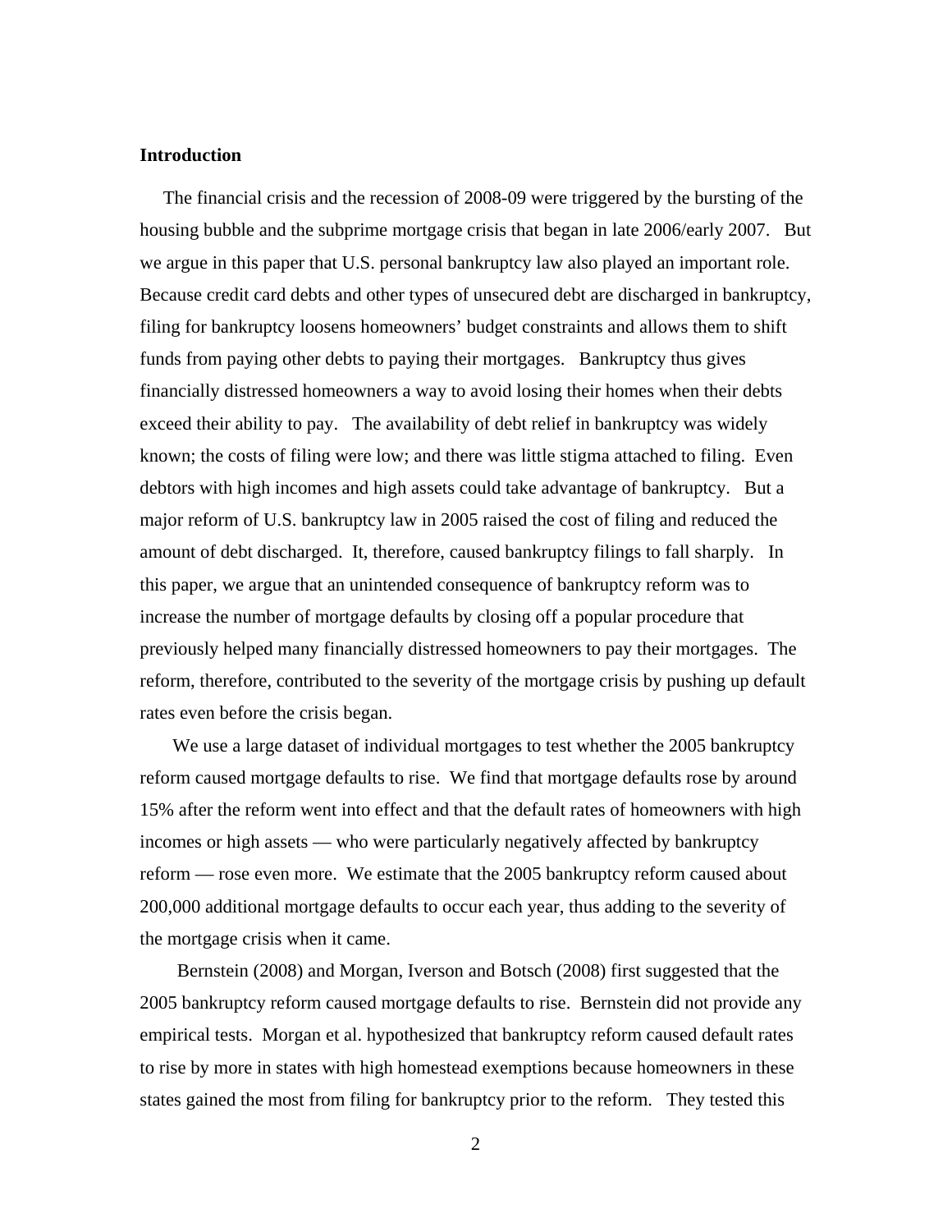**Introduction**

The financial crisis and the recession of 2008-09 were triggered by the bursting of the housing bubble and the subprime mortgage crisis that began in late 2006/early 2007. But we argue in this paper that U.S. personal bankruptcy law also played an important role. Because credit card debts and other types of unsecured debt are discharged in bankruptcy, filing for bankruptcy loosens homeowners' budget constraints and allows them to shift funds from paying other debts to paying their mortgages. Bankruptcy thus gives financially distressed homeowners a way to avoid losing their homes when their debts exceed their ability to pay. The availability of debt relief in bankruptcy was widely known; the costs of filing were low; and there was little stigma attached to filing. Even debtors with high incomes and high assets could take advantage of bankruptcy. But a major reform of U.S. bankruptcy law in 2005 raised the cost of filing and reduced the amount of debt discharged. It, therefore, caused bankruptcy filings to fall sharply. In this paper, we argue that an unintended consequence of bankruptcy reform was to increase the number of mortgage defaults by closing off a popular procedure that previously helped many financially distressed homeowners to pay their mortgages. The reform, therefore, contributed to the severity of the mortgage crisis by pushing up default rates even before the crisis began.

We use a large dataset of individual mortgages to test whether the 2005 bankruptcy reform caused mortgage defaults to rise. We find that mortgage defaults rose by around 15% after the reform went into effect and that the default rates of homeowners with high incomes or high assets — who were particularly negatively affected by bankruptcy reform — rose even more. We estimate that the 2005 bankruptcy reform caused about 200,000 additional mortgage defaults to occur each year, thus adding to the severity of the mortgage crisis when it came.

Bernstein (2008) and Morgan, Iverson and Botsch (2008) first suggested that the 2005 bankruptcy reform caused mortgage defaults to rise. Bernstein did not provide any empirical tests. Morgan et al. hypothesized that bankruptcy reform caused default rates to rise by more in states with high homestead exemptions because homeowners in these states gained the most from filing for bankruptcy prior to the reform. They tested this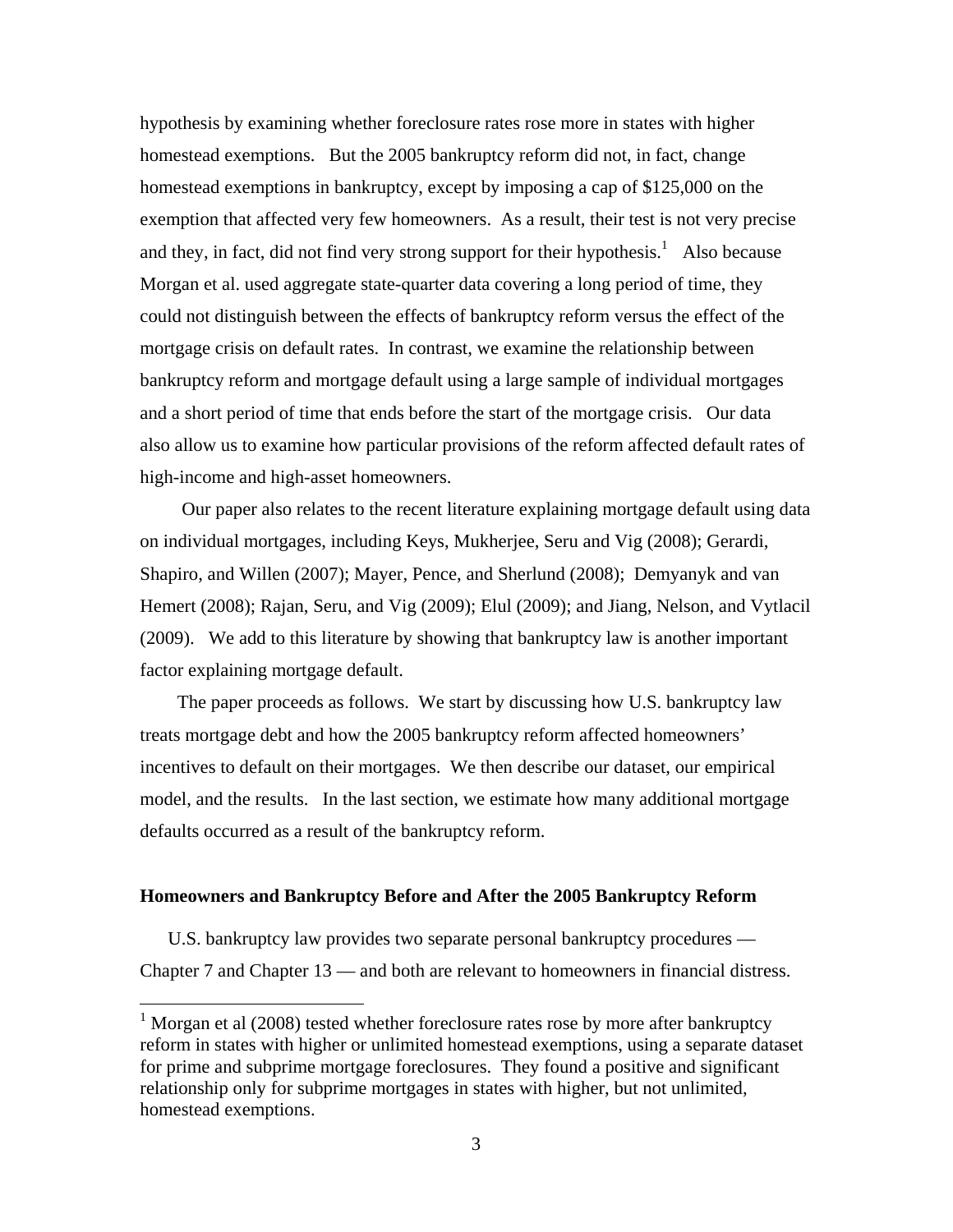hypothesis by examining whether foreclosure rates rose more in states with higher homestead exemptions. But the 2005 bankruptcy reform did not, in fact, change homestead exemptions in bankruptcy, except by imposing a cap of $125,000 on the exemption that affected very few homeowners. As a result, their test is not very precise and they, in fact, did not find very strong support for their hypothesis.[1] Also because Morgan et al. used aggregate state-quarter data covering a long period of time, they could not distinguish between the effects of bankruptcy reform versus the effect of the mortgage crisis on default rates. In contrast, we examine the relationship between bankruptcy reform and mortgage default using a large sample of individual mortgages and a short period of time that ends before the start of the mortgage crisis. Our data also allow us to examine how particular provisions of the reform affected default rates of high-income and high-asset homeowners.

Our paper also relates to the recent literature explaining mortgage default using data on individual mortgages, including Keys, Mukherjee, Seru and Vig (2008); Gerardi, Shapiro, and Willen (2007); Mayer, Pence, and Sherlund (2008); Demyanyk and van Hemert (2008); Rajan, Seru, and Vig (2009); Elul (2009); and Jiang, Nelson, and Vytlacil (2009). We add to this literature by showing that bankruptcy law is another important factor explaining mortgage default.

The paper proceeds as follows. We start by discussing how U.S. bankruptcy law treats mortgage debt and how the 2005 bankruptcy reform affected homeowners' incentives to default on their mortgages. We then describe our dataset, our empirical model, and the results. In the last section, we estimate how many additional mortgage defaults occurred as a result of the bankruptcy reform.

## Homeowners and Bankruptcy Before and After the 2005 Bankruptcy Reform

U.S. bankruptcy law provides two separate personal bankruptcy procedures — Chapter 7 and Chapter 13 — and both are relevant to homeowners in financial distress.

---

[1] Morgan et al (2008) tested whether foreclosure rates rose by more after bankruptcy reform in states with higher or unlimited homestead exemptions, using a separate dataset for prime and subprime mortgage foreclosures. They found a positive and significant relationship only for subprime mortgages in states with higher, but not unlimited, homestead exemptions.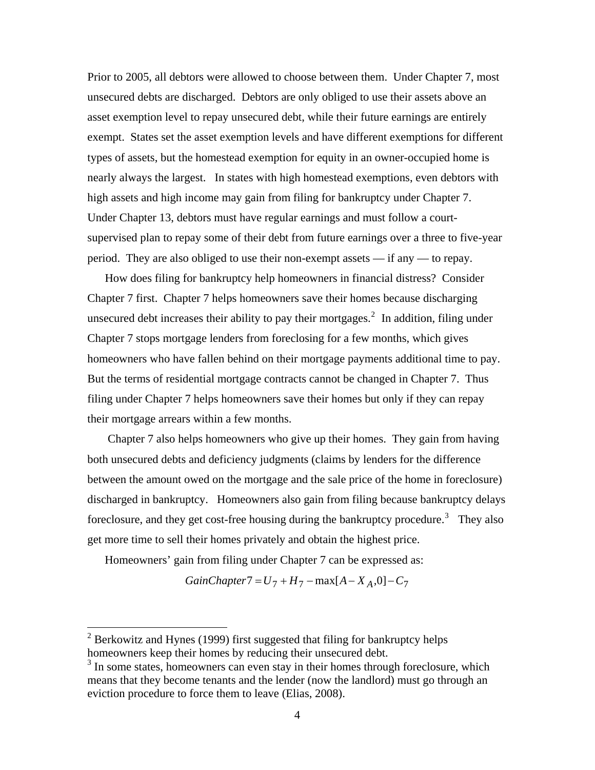Prior to 2005, all debtors were allowed to choose between them. Under Chapter 7, most unsecured debts are discharged. Debtors are only obliged to use their assets above an asset exemption level to repay unsecured debt, while their future earnings are entirely exempt. States set the asset exemption levels and have different exemptions for different types of assets, but the homestead exemption for equity in an owner-occupied home is nearly always the largest. In states with high homestead exemptions, even debtors with high assets and high income may gain from filing for bankruptcy under Chapter 7. Under Chapter 13, debtors must have regular earnings and must follow a court-supervised plan to repay some of their debt from future earnings over a three to five-year period. They are also obliged to use their non-exempt assets — if any — to repay.

How does filing for bankruptcy help homeowners in financial distress? Consider Chapter 7 first. Chapter 7 helps homeowners save their homes because discharging unsecured debt increases their ability to pay their mortgages.[2] In addition, filing under Chapter 7 stops mortgage lenders from foreclosing for a few months, which gives homeowners who have fallen behind on their mortgage payments additional time to pay. But the terms of residential mortgage contracts cannot be changed in Chapter 7. Thus filing under Chapter 7 helps homeowners save their homes but only if they can repay their mortgage arrears within a few months.

Chapter 7 also helps homeowners who give up their homes. They gain from having both unsecured debts and deficiency judgments (claims by lenders for the difference between the amount owed on the mortgage and the sale price of the home in foreclosure) discharged in bankruptcy. Homeowners also gain from filing because bankruptcy delays foreclosure, and they get cost-free housing during the bankruptcy procedure.[3] They also get more time to sell their homes privately and obtain the highest price.

Homeowners' gain from filing under Chapter 7 can be expressed as:

$$GainChapter7 = U_7 + H_7 - \max[A - X_A, 0] - C_7$$

[2] Berkowitz and Hynes (1999) first suggested that filing for bankruptcy helps homeowners keep their homes by reducing their unsecured debt.

[3] In some states, homeowners can even stay in their homes through foreclosure, which means that they become tenants and the lender (now the landlord) must go through an eviction procedure to force them to leave (Elias, 2008).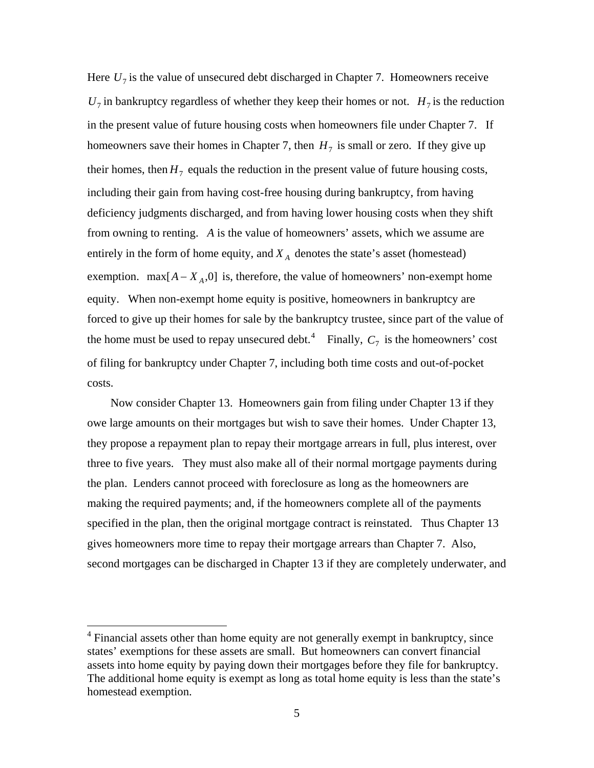Here $U_7$ is the value of unsecured debt discharged in Chapter 7. Homeowners receive $U_7$ in bankruptcy regardless of whether they keep their homes or not. $H_7$ is the reduction in the present value of future housing costs when homeowners file under Chapter 7. If homeowners save their homes in Chapter 7, then $H_7$ is small or zero. If they give up their homes, then $H_7$ equals the reduction in the present value of future housing costs, including their gain from having cost-free housing during bankruptcy, from having deficiency judgments discharged, and from having lower housing costs when they shift from owning to renting. $A$ is the value of homeowners' assets, which we assume are entirely in the form of home equity, and $X_A$ denotes the state's asset (homestead) exemption. $\max[A - X_A, 0]$ is, therefore, the value of homeowners' non-exempt home equity. When non-exempt home equity is positive, homeowners in bankruptcy are forced to give up their homes for sale by the bankruptcy trustee, since part of the value of the home must be used to repay unsecured debt.[4] Finally, $C_7$ is the homeowners' cost of filing for bankruptcy under Chapter 7, including both time costs and out-of-pocket costs.

Now consider Chapter 13. Homeowners gain from filing under Chapter 13 if they owe large amounts on their mortgages but wish to save their homes. Under Chapter 13, they propose a repayment plan to repay their mortgage arrears in full, plus interest, over three to five years. They must also make all of their normal mortgage payments during the plan. Lenders cannot proceed with foreclosure as long as the homeowners are making the required payments; and, if the homeowners complete all of the payments specified in the plan, then the original mortgage contract is reinstated. Thus Chapter 13 gives homeowners more time to repay their mortgage arrears than Chapter 7. Also, second mortgages can be discharged in Chapter 13 if they are completely underwater, and

[4] Financial assets other than home equity are not generally exempt in bankruptcy, since states' exemptions for these assets are small. But homeowners can convert financial assets into home equity by paying down their mortgages before they file for bankruptcy. The additional home equity is exempt as long as total home equity is less than the state's homestead exemption.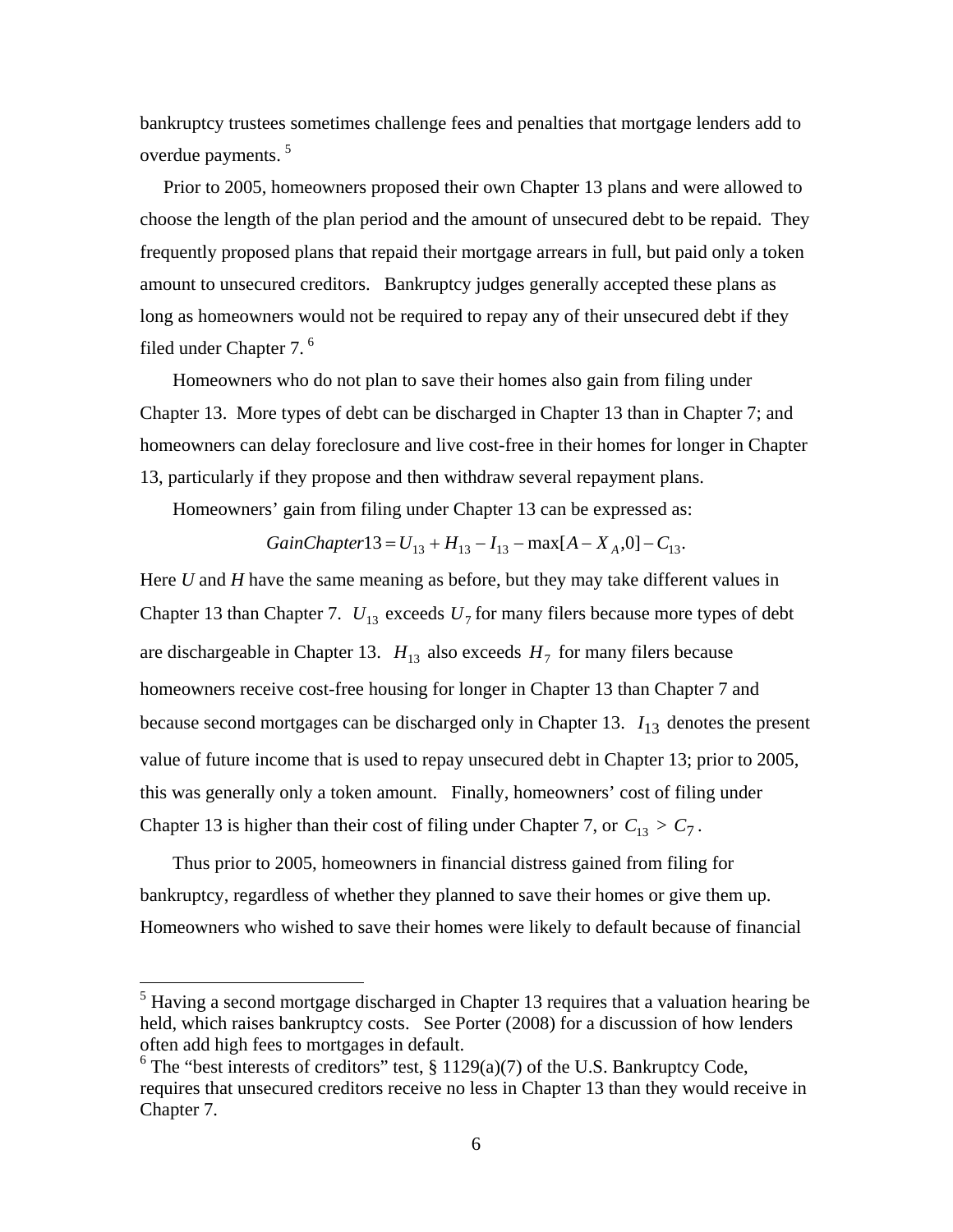bankruptcy trustees sometimes challenge fees and penalties that mortgage lenders add to overdue payments. [5]

Prior to 2005, homeowners proposed their own Chapter 13 plans and were allowed to choose the length of the plan period and the amount of unsecured debt to be repaid. They frequently proposed plans that repaid their mortgage arrears in full, but paid only a token amount to unsecured creditors. Bankruptcy judges generally accepted these plans as long as homeowners would not be required to repay any of their unsecured debt if they filed under Chapter 7. [6]

Homeowners who do not plan to save their homes also gain from filing under Chapter 13. More types of debt can be discharged in Chapter 13 than in Chapter 7; and homeowners can delay foreclosure and live cost-free in their homes for longer in Chapter 13, particularly if they propose and then withdraw several repayment plans.

Homeowners' gain from filing under Chapter 13 can be expressed as:

$$GainChapter13 = U_{13} + H_{13} - I_{13} - \max[A - X_A, 0] - C_{13}.$$

Here *U* and *H* have the same meaning as before, but they may take different values in Chapter 13 than Chapter 7. $U_{13}$ exceeds $U_7$ for many filers because more types of debt are dischargeable in Chapter 13. $H_{13}$ also exceeds $H_7$ for many filers because homeowners receive cost-free housing for longer in Chapter 13 than Chapter 7 and because second mortgages can be discharged only in Chapter 13. $I_{13}$ denotes the present value of future income that is used to repay unsecured debt in Chapter 13; prior to 2005, this was generally only a token amount. Finally, homeowners' cost of filing under Chapter 13 is higher than their cost of filing under Chapter 7, or $C_{13} > C_7$.

Thus prior to 2005, homeowners in financial distress gained from filing for bankruptcy, regardless of whether they planned to save their homes or give them up. Homeowners who wished to save their homes were likely to default because of financial

[5] Having a second mortgage discharged in Chapter 13 requires that a valuation hearing be held, which raises bankruptcy costs. See Porter (2008) for a discussion of how lenders often add high fees to mortgages in default.

[6] The "best interests of creditors" test, § 1129(a)(7) of the U.S. Bankruptcy Code, requires that unsecured creditors receive no less in Chapter 13 than they would receive in Chapter 7.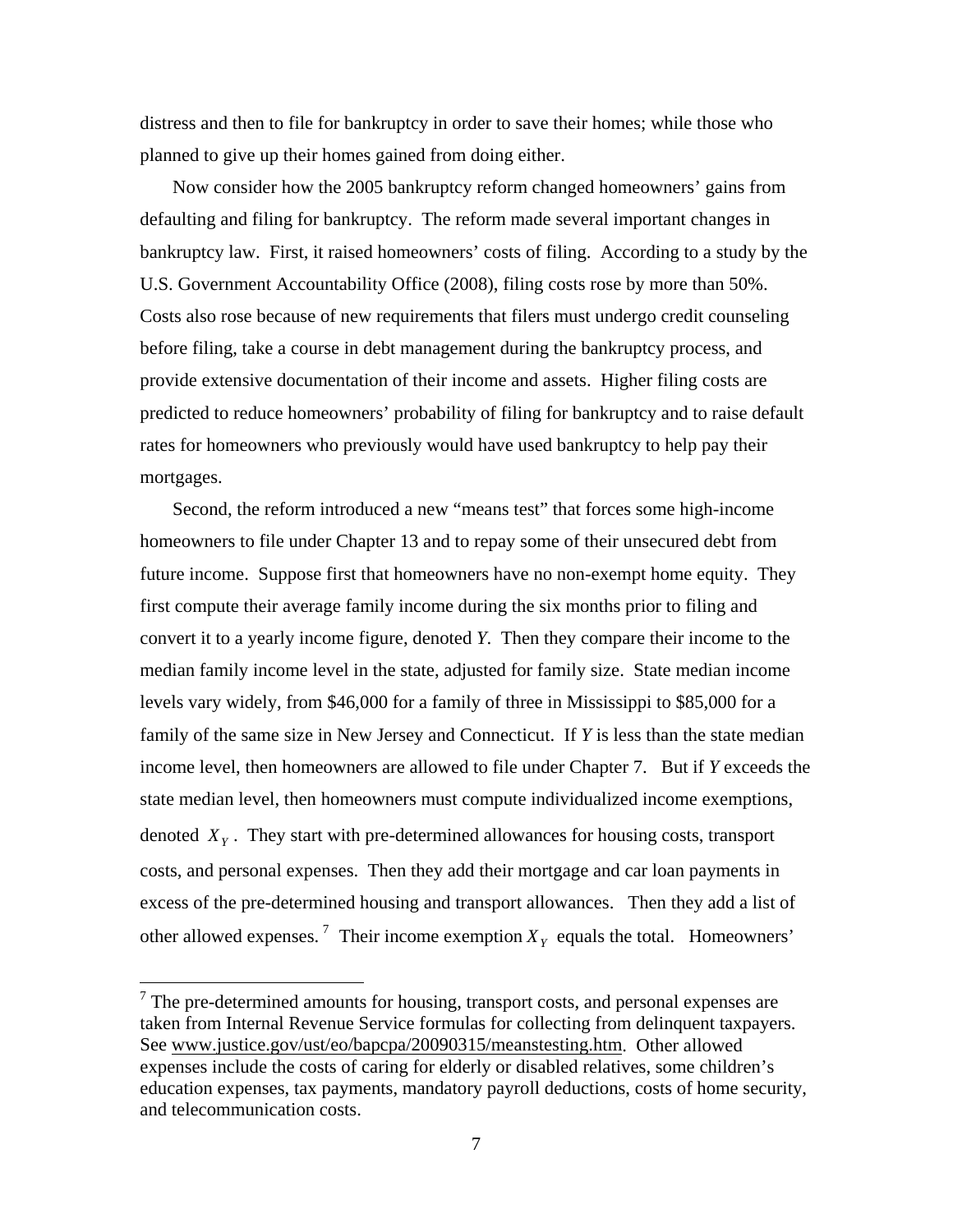distress and then to file for bankruptcy in order to save their homes; while those who planned to give up their homes gained from doing either.

Now consider how the 2005 bankruptcy reform changed homeowners' gains from defaulting and filing for bankruptcy. The reform made several important changes in bankruptcy law. First, it raised homeowners' costs of filing. According to a study by the U.S. Government Accountability Office (2008), filing costs rose by more than 50%. Costs also rose because of new requirements that filers must undergo credit counseling before filing, take a course in debt management during the bankruptcy process, and provide extensive documentation of their income and assets. Higher filing costs are predicted to reduce homeowners' probability of filing for bankruptcy and to raise default rates for homeowners who previously would have used bankruptcy to help pay their mortgages.

Second, the reform introduced a new "means test" that forces some high-income homeowners to file under Chapter 13 and to repay some of their unsecured debt from future income. Suppose first that homeowners have no non-exempt home equity. They first compute their average family income during the six months prior to filing and convert it to a yearly income figure, denoted $Y$. Then they compare their income to the median family income level in the state, adjusted for family size. State median income levels vary widely, from \$46,000 for a family of three in Mississippi to \$85,000 for a family of the same size in New Jersey and Connecticut. If $Y$ is less than the state median income level, then homeowners are allowed to file under Chapter 7. But if $Y$ exceeds the state median level, then homeowners must compute individualized income exemptions, denoted $X_Y$. They start with pre-determined allowances for housing costs, transport costs, and personal expenses. Then they add their mortgage and car loan payments in excess of the pre-determined housing and transport allowances. Then they add a list of other allowed expenses.[7] Their income exemption $X_Y$ equals the total. Homeowners'

[7] The pre-determined amounts for housing, transport costs, and personal expenses are taken from Internal Revenue Service formulas for collecting from delinquent taxpayers. See www.justice.gov/ust/eo/bapcpa/20090315/meanstesting.htm. Other allowed expenses include the costs of caring for elderly or disabled relatives, some children's education expenses, tax payments, mandatory payroll deductions, costs of home security, and telecommunication costs.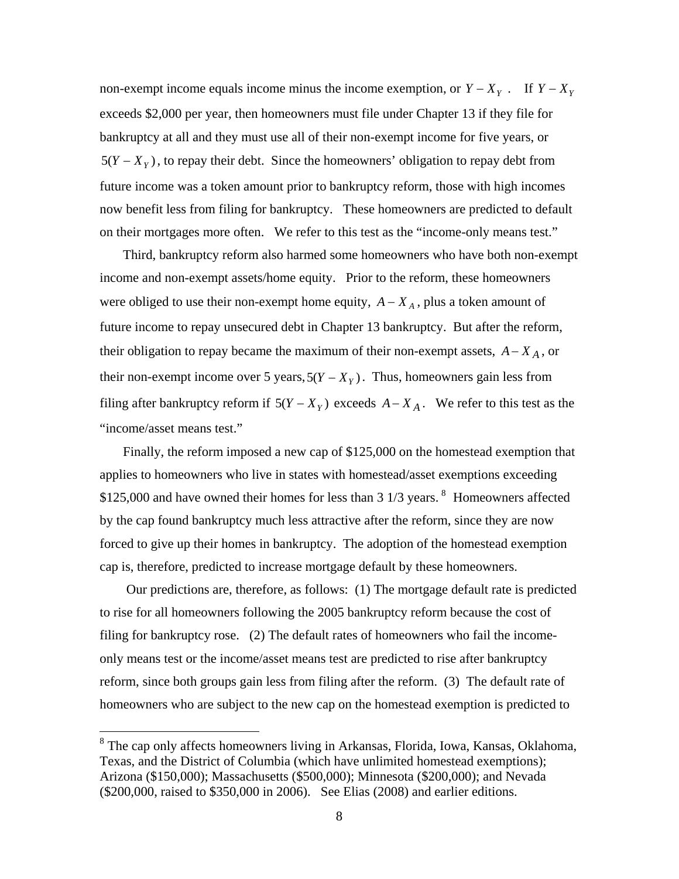non-exempt income equals income minus the income exemption, or $Y - X_Y$. If $Y - X_Y$ exceeds \$2,000 per year, then homeowners must file under Chapter 13 if they file for bankruptcy at all and they must use all of their non-exempt income for five years, or $5(Y - X_Y)$, to repay their debt. Since the homeowners' obligation to repay debt from future income was a token amount prior to bankruptcy reform, those with high incomes now benefit less from filing for bankruptcy. These homeowners are predicted to default on their mortgages more often. We refer to this test as the "income-only means test."

Third, bankruptcy reform also harmed some homeowners who have both non-exempt income and non-exempt assets/home equity. Prior to the reform, these homeowners were obliged to use their non-exempt home equity, $A - X_A$, plus a token amount of future income to repay unsecured debt in Chapter 13 bankruptcy. But after the reform, their obligation to repay became the maximum of their non-exempt assets, $A - X_A$, or their non-exempt income over 5 years, $5(Y - X_Y)$. Thus, homeowners gain less from filing after bankruptcy reform if $5(Y - X_Y)$ exceeds $A - X_A$. We refer to this test as the "income/asset means test."

Finally, the reform imposed a new cap of \$125,000 on the homestead exemption that applies to homeowners who live in states with homestead/asset exemptions exceeding \$125,000 and have owned their homes for less than 3 1/3 years.[8] Homeowners affected by the cap found bankruptcy much less attractive after the reform, since they are now forced to give up their homes in bankruptcy. The adoption of the homestead exemption cap is, therefore, predicted to increase mortgage default by these homeowners.

Our predictions are, therefore, as follows: (1) The mortgage default rate is predicted to rise for all homeowners following the 2005 bankruptcy reform because the cost of filing for bankruptcy rose. (2) The default rates of homeowners who fail the income-only means test or the income/asset means test are predicted to rise after bankruptcy reform, since both groups gain less from filing after the reform. (3) The default rate of homeowners who are subject to the new cap on the homestead exemption is predicted to

[8] The cap only affects homeowners living in Arkansas, Florida, Iowa, Kansas, Oklahoma, Texas, and the District of Columbia (which have unlimited homestead exemptions); Arizona (\$150,000); Massachusetts (\$500,000); Minnesota (\$200,000); and Nevada (\$200,000, raised to \$350,000 in 2006). See Elias (2008) and earlier editions.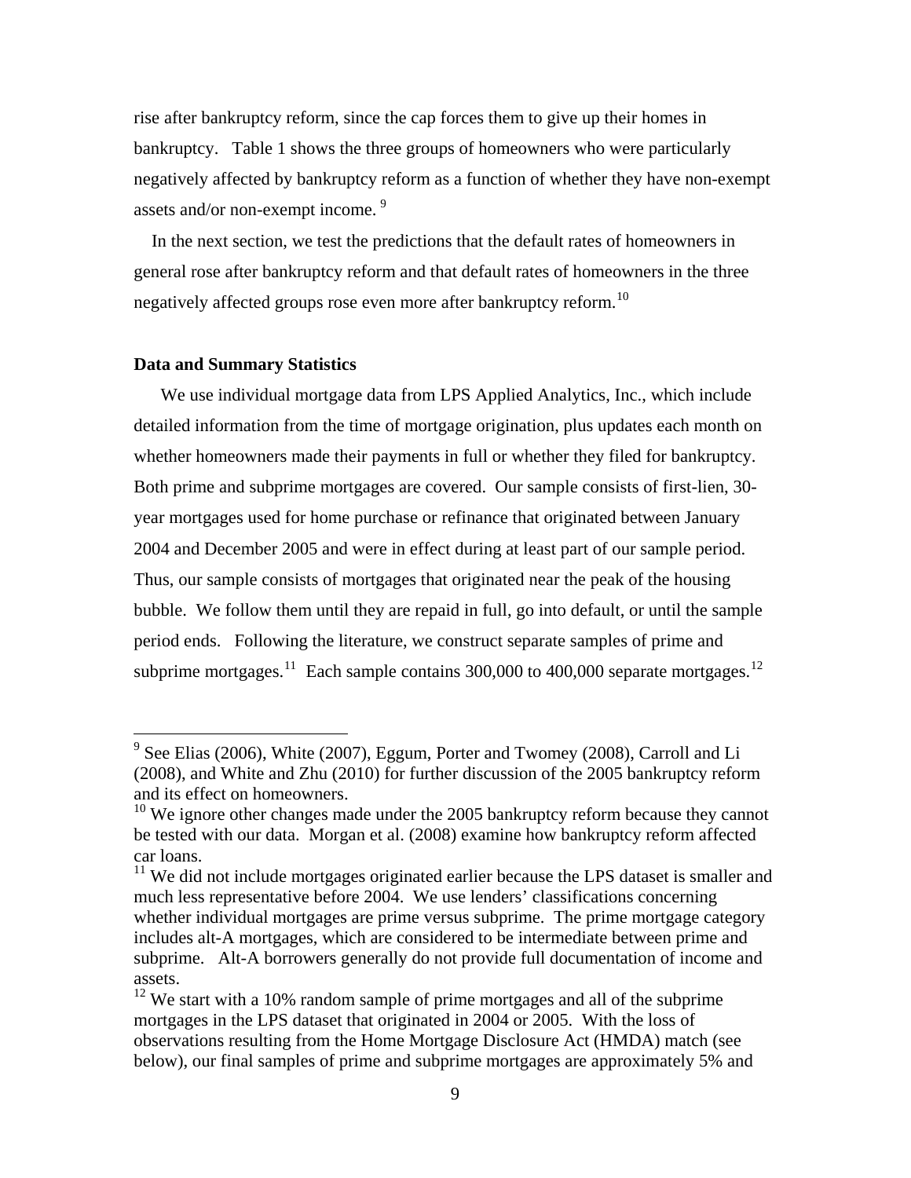rise after bankruptcy reform, since the cap forces them to give up their homes in bankruptcy. Table 1 shows the three groups of homeowners who were particularly negatively affected by bankruptcy reform as a function of whether they have non-exempt assets and/or non-exempt income. [9]

In the next section, we test the predictions that the default rates of homeowners in general rose after bankruptcy reform and that default rates of homeowners in the three negatively affected groups rose even more after bankruptcy reform.[10]

**Data and Summary Statistics**

We use individual mortgage data from LPS Applied Analytics, Inc., which include detailed information from the time of mortgage origination, plus updates each month on whether homeowners made their payments in full or whether they filed for bankruptcy. Both prime and subprime mortgages are covered. Our sample consists of first-lien, 30-year mortgages used for home purchase or refinance that originated between January 2004 and December 2005 and were in effect during at least part of our sample period. Thus, our sample consists of mortgages that originated near the peak of the housing bubble. We follow them until they are repaid in full, go into default, or until the sample period ends. Following the literature, we construct separate samples of prime and subprime mortgages.[11] Each sample contains 300,000 to 400,000 separate mortgages.[12]

---

[9] See Elias (2006), White (2007), Eggum, Porter and Twomey (2008), Carroll and Li (2008), and White and Zhu (2010) for further discussion of the 2005 bankruptcy reform and its effect on homeowners.

[10] We ignore other changes made under the 2005 bankruptcy reform because they cannot be tested with our data. Morgan et al. (2008) examine how bankruptcy reform affected car loans.

[11] We did not include mortgages originated earlier because the LPS dataset is smaller and much less representative before 2004. We use lenders' classifications concerning whether individual mortgages are prime versus subprime. The prime mortgage category includes alt-A mortgages, which are considered to be intermediate between prime and subprime. Alt-A borrowers generally do not provide full documentation of income and assets.

[12] We start with a 10% random sample of prime mortgages and all of the subprime mortgages in the LPS dataset that originated in 2004 or 2005. With the loss of observations resulting from the Home Mortgage Disclosure Act (HMDA) match (see below), our final samples of prime and subprime mortgages are approximately 5% and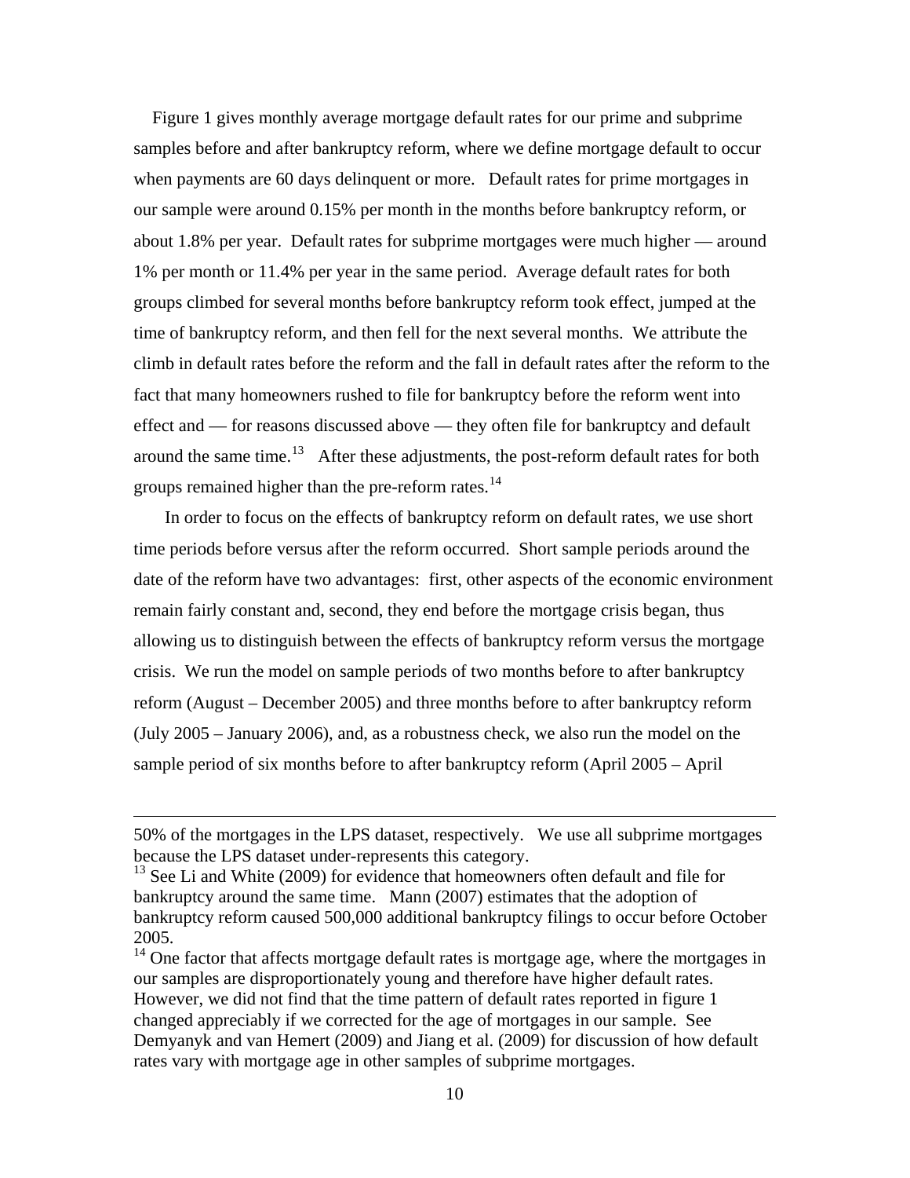Figure 1 gives monthly average mortgage default rates for our prime and subprime samples before and after bankruptcy reform, where we define mortgage default to occur when payments are 60 days delinquent or more. Default rates for prime mortgages in our sample were around 0.15% per month in the months before bankruptcy reform, or about 1.8% per year. Default rates for subprime mortgages were much higher — around 1% per month or 11.4% per year in the same period. Average default rates for both groups climbed for several months before bankruptcy reform took effect, jumped at the time of bankruptcy reform, and then fell for the next several months. We attribute the climb in default rates before the reform and the fall in default rates after the reform to the fact that many homeowners rushed to file for bankruptcy before the reform went into effect and — for reasons discussed above — they often file for bankruptcy and default around the same time.[13] After these adjustments, the post-reform default rates for both groups remained higher than the pre-reform rates.[14]

In order to focus on the effects of bankruptcy reform on default rates, we use short time periods before versus after the reform occurred. Short sample periods around the date of the reform have two advantages: first, other aspects of the economic environment remain fairly constant and, second, they end before the mortgage crisis began, thus allowing us to distinguish between the effects of bankruptcy reform versus the mortgage crisis. We run the model on sample periods of two months before to after bankruptcy reform (August – December 2005) and three months before to after bankruptcy reform (July 2005 – January 2006), and, as a robustness check, we also run the model on the sample period of six months before to after bankruptcy reform (April 2005 – April

---

50% of the mortgages in the LPS dataset, respectively. We use all subprime mortgages because the LPS dataset under-represents this category.

[13] See Li and White (2009) for evidence that homeowners often default and file for bankruptcy around the same time. Mann (2007) estimates that the adoption of bankruptcy reform caused 500,000 additional bankruptcy filings to occur before October 2005.

[14] One factor that affects mortgage default rates is mortgage age, where the mortgages in our samples are disproportionately young and therefore have higher default rates. However, we did not find that the time pattern of default rates reported in figure 1 changed appreciably if we corrected for the age of mortgages in our sample. See Demyanyk and van Hemert (2009) and Jiang et al. (2009) for discussion of how default rates vary with mortgage age in other samples of subprime mortgages.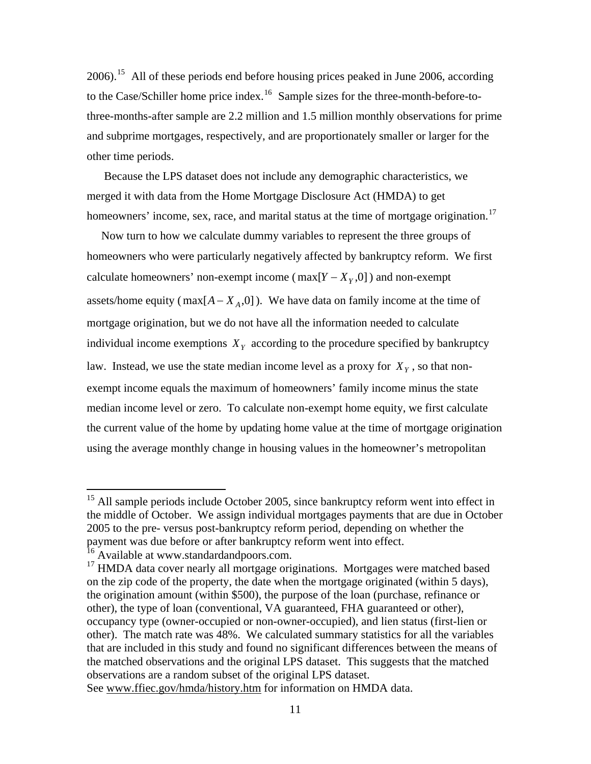2006).[15] All of these periods end before housing prices peaked in June 2006, according to the Case/Schiller home price index.[16] Sample sizes for the three-month-before-to-three-months-after sample are 2.2 million and 1.5 million monthly observations for prime and subprime mortgages, respectively, and are proportionately smaller or larger for the other time periods.

Because the LPS dataset does not include any demographic characteristics, we merged it with data from the Home Mortgage Disclosure Act (HMDA) to get homeowners' income, sex, race, and marital status at the time of mortgage origination.[17]

Now turn to how we calculate dummy variables to represent the three groups of homeowners who were particularly negatively affected by bankruptcy reform. We first calculate homeowners' non-exempt income ($\max[Y - X_Y, 0]$) and non-exempt assets/home equity ($\max[A - X_A, 0]$). We have data on family income at the time of mortgage origination, but we do not have all the information needed to calculate individual income exemptions $X_Y$ according to the procedure specified by bankruptcy law. Instead, we use the state median income level as a proxy for $X_Y$, so that non-exempt income equals the maximum of homeowners' family income minus the state median income level or zero. To calculate non-exempt home equity, we first calculate the current value of the home by updating home value at the time of mortgage origination using the average monthly change in housing values in the homeowner's metropolitan

---

[15] All sample periods include October 2005, since bankruptcy reform went into effect in the middle of October. We assign individual mortgages payments that are due in October 2005 to the pre- versus post-bankruptcy reform period, depending on whether the payment was due before or after bankruptcy reform went into effect.

[16] Available at www.standardandpoors.com.

[17] HMDA data cover nearly all mortgage originations. Mortgages were matched based on the zip code of the property, the date when the mortgage originated (within 5 days), the origination amount (within $500), the purpose of the loan (purchase, refinance or other), the type of loan (conventional, VA guaranteed, FHA guaranteed or other), occupancy type (owner-occupied or non-owner-occupied), and lien status (first-lien or other). The match rate was 48%. We calculated summary statistics for all the variables that are included in this study and found no significant differences between the means of the matched observations and the original LPS dataset. This suggests that the matched observations are a random subset of the original LPS dataset.
See www.ffiec.gov/hmda/history.htm for information on HMDA data.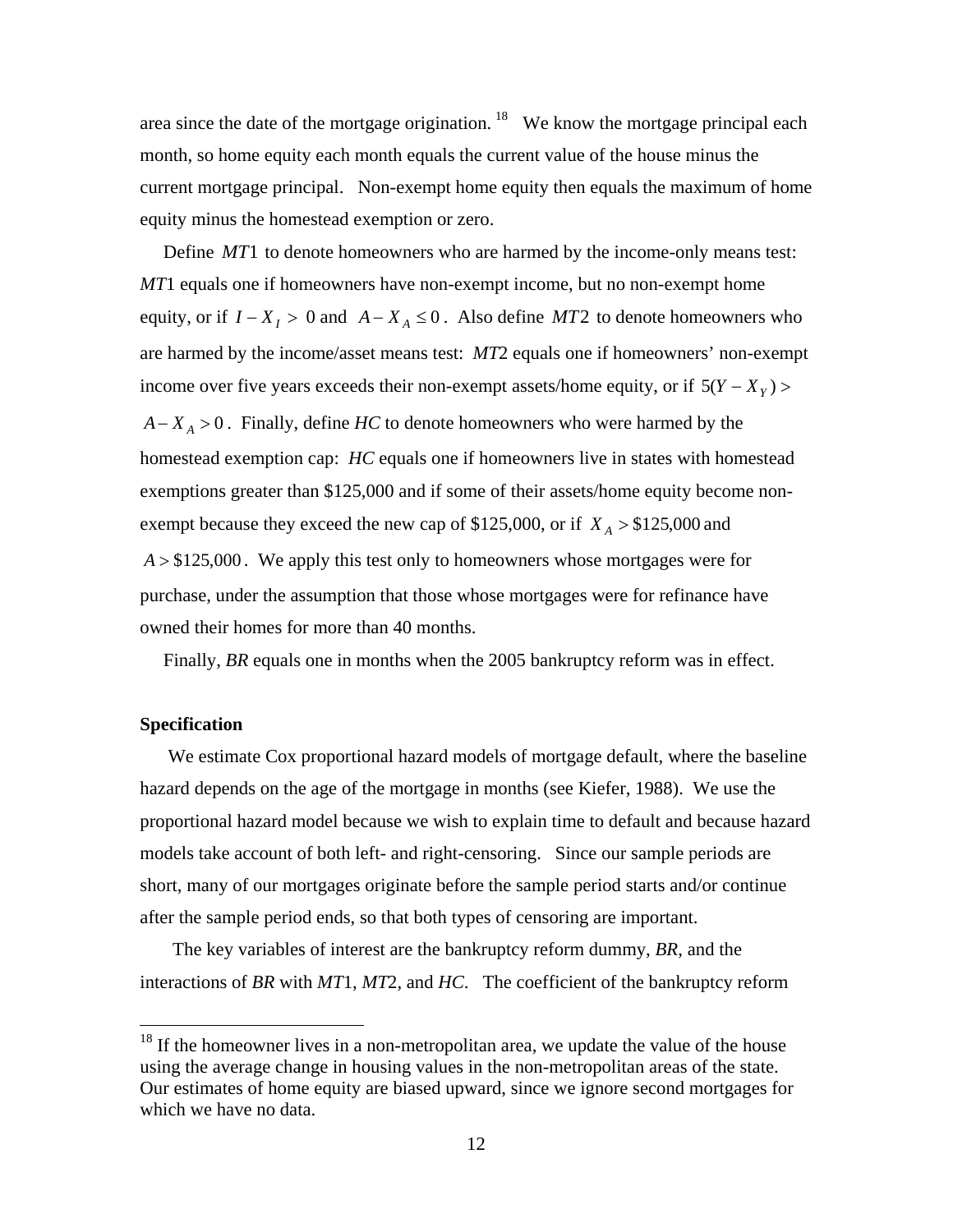area since the date of the mortgage origination.[18] We know the mortgage principal each month, so home equity each month equals the current value of the house minus the current mortgage principal. Non-exempt home equity then equals the maximum of home equity minus the homestead exemption or zero.

Define $MT1$ to denote homeowners who are harmed by the income-only means test: *MT*1 equals one if homeowners have non-exempt income, but no non-exempt home equity, or if $I - X_I > 0$ and $A - X_A \leq 0$. Also define $MT2$ to denote homeowners who are harmed by the income/asset means test: *MT*2 equals one if homeowners' non-exempt income over five years exceeds their non-exempt assets/home equity, or if $5(Y - X_Y) > A - X_A > 0$. Finally, define *HC* to denote homeowners who were harmed by the homestead exemption cap: *HC* equals one if homeowners live in states with homestead exemptions greater than \$125,000 and if some of their assets/home equity become non-exempt because they exceed the new cap of \$125,000, or if $X_A > \$125{,}000$ and $A > \$125{,}000$. We apply this test only to homeowners whose mortgages were for purchase, under the assumption that those whose mortgages were for refinance have owned their homes for more than 40 months.

Finally, *BR* equals one in months when the 2005 bankruptcy reform was in effect.

### Specification

We estimate Cox proportional hazard models of mortgage default, where the baseline hazard depends on the age of the mortgage in months (see Kiefer, 1988). We use the proportional hazard model because we wish to explain time to default and because hazard models take account of both left- and right-censoring. Since our sample periods are short, many of our mortgages originate before the sample period starts and/or continue after the sample period ends, so that both types of censoring are important.

The key variables of interest are the bankruptcy reform dummy, *BR*, and the interactions of *BR* with *MT*1, *MT*2, and *HC*. The coefficient of the bankruptcy reform

[18] If the homeowner lives in a non-metropolitan area, we update the value of the house using the average change in housing values in the non-metropolitan areas of the state. Our estimates of home equity are biased upward, since we ignore second mortgages for which we have no data.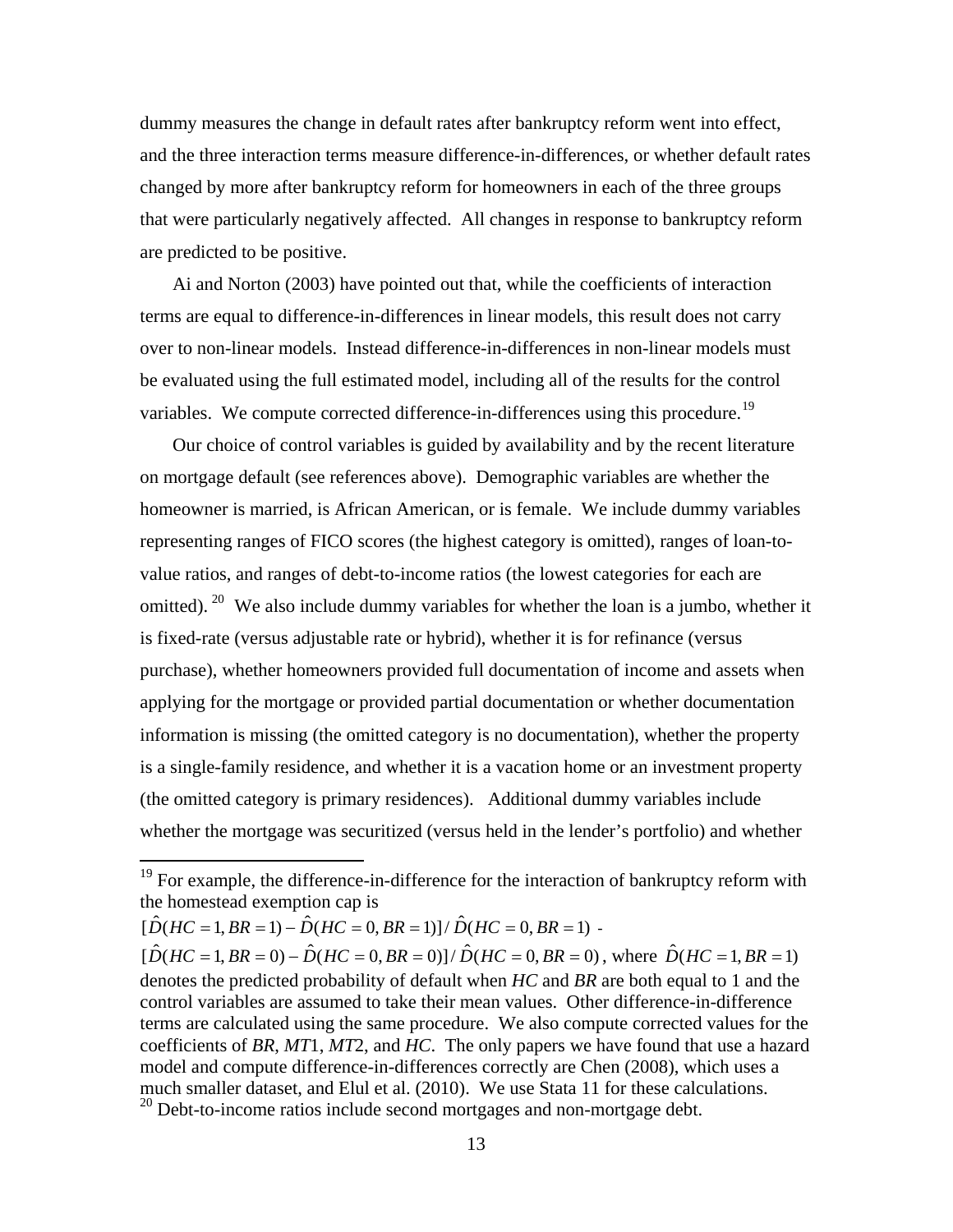dummy measures the change in default rates after bankruptcy reform went into effect, and the three interaction terms measure difference-in-differences, or whether default rates changed by more after bankruptcy reform for homeowners in each of the three groups that were particularly negatively affected. All changes in response to bankruptcy reform are predicted to be positive.

Ai and Norton (2003) have pointed out that, while the coefficients of interaction terms are equal to difference-in-differences in linear models, this result does not carry over to non-linear models. Instead difference-in-differences in non-linear models must be evaluated using the full estimated model, including all of the results for the control variables. We compute corrected difference-in-differences using this procedure.[19]

Our choice of control variables is guided by availability and by the recent literature on mortgage default (see references above). Demographic variables are whether the homeowner is married, is African American, or is female. We include dummy variables representing ranges of FICO scores (the highest category is omitted), ranges of loan-to-value ratios, and ranges of debt-to-income ratios (the lowest categories for each are omitted).[20] We also include dummy variables for whether the loan is a jumbo, whether it is fixed-rate (versus adjustable rate or hybrid), whether it is for refinance (versus purchase), whether homeowners provided full documentation of income and assets when applying for the mortgage or provided partial documentation or whether documentation information is missing (the omitted category is no documentation), whether the property is a single-family residence, and whether it is a vacation home or an investment property (the omitted category is primary residences). Additional dummy variables include whether the mortgage was securitized (versus held in the lender's portfolio) and whether

---

[19] For example, the difference-in-difference for the interaction of bankruptcy reform with the homestead exemption cap is
$[\hat{D}(HC=1, BR=1) - \hat{D}(HC=0, BR=1)] / \hat{D}(HC=0, BR=1)$ -
$[\hat{D}(HC=1, BR=0) - \hat{D}(HC=0, BR=0)] / \hat{D}(HC=0, BR=0)$, where $\hat{D}(HC=1, BR=1)$ denotes the predicted probability of default when *HC* and *BR* are both equal to 1 and the control variables are assumed to take their mean values. Other difference-in-difference terms are calculated using the same procedure. We also compute corrected values for the coefficients of *BR*, *MT*1, *MT*2, and *HC*. The only papers we have found that use a hazard model and compute difference-in-differences correctly are Chen (2008), which uses a much smaller dataset, and Elul et al. (2010). We use Stata 11 for these calculations.

[20] Debt-to-income ratios include second mortgages and non-mortgage debt.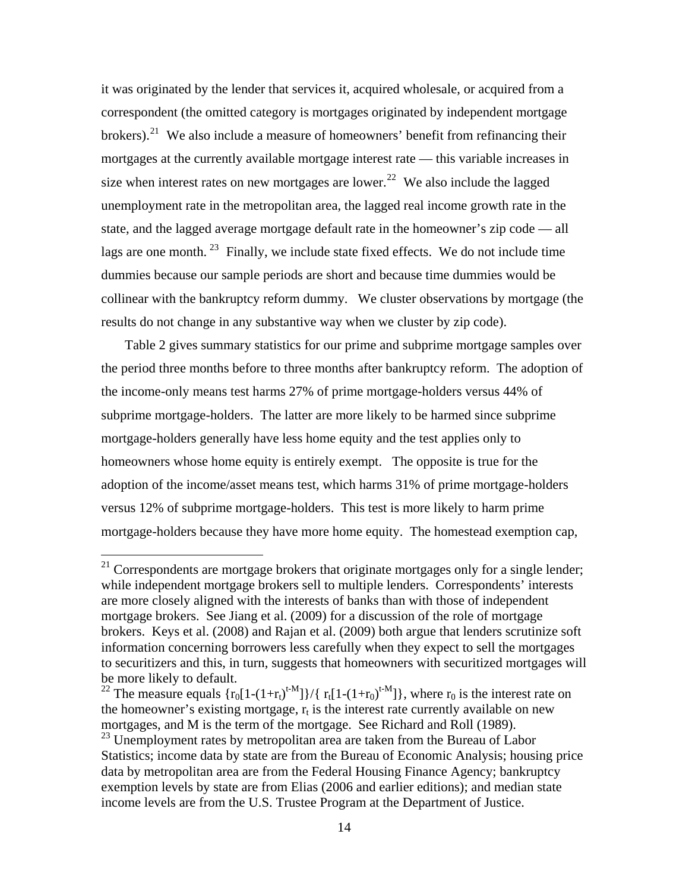it was originated by the lender that services it, acquired wholesale, or acquired from a correspondent (the omitted category is mortgages originated by independent mortgage brokers).[21] We also include a measure of homeowners' benefit from refinancing their mortgages at the currently available mortgage interest rate — this variable increases in size when interest rates on new mortgages are lower.[22] We also include the lagged unemployment rate in the metropolitan area, the lagged real income growth rate in the state, and the lagged average mortgage default rate in the homeowner's zip code — all lags are one month.[23] Finally, we include state fixed effects. We do not include time dummies because our sample periods are short and because time dummies would be collinear with the bankruptcy reform dummy. We cluster observations by mortgage (the results do not change in any substantive way when we cluster by zip code).

Table 2 gives summary statistics for our prime and subprime mortgage samples over the period three months before to three months after bankruptcy reform. The adoption of the income-only means test harms 27% of prime mortgage-holders versus 44% of subprime mortgage-holders. The latter are more likely to be harmed since subprime mortgage-holders generally have less home equity and the test applies only to homeowners whose home equity is entirely exempt. The opposite is true for the adoption of the income/asset means test, which harms 31% of prime mortgage-holders versus 12% of subprime mortgage-holders. This test is more likely to harm prime mortgage-holders because they have more home equity. The homestead exemption cap,

---

[21] Correspondents are mortgage brokers that originate mortgages only for a single lender; while independent mortgage brokers sell to multiple lenders. Correspondents' interests are more closely aligned with the interests of banks than with those of independent mortgage brokers. See Jiang et al. (2009) for a discussion of the role of mortgage brokers. Keys et al. (2008) and Rajan et al. (2009) both argue that lenders scrutinize soft information concerning borrowers less carefully when they expect to sell the mortgages to securitizers and this, in turn, suggests that homeowners with securitized mortgages will be more likely to default.

[22] The measure equals $\{r_0[1-(1+r_t)^{t-M}]\}/\{r_t[1-(1+r_0)^{t-M}]\}$, where $r_0$ is the interest rate on the homeowner's existing mortgage, $r_t$ is the interest rate currently available on new mortgages, and M is the term of the mortgage. See Richard and Roll (1989).

[23] Unemployment rates by metropolitan area are taken from the Bureau of Labor Statistics; income data by state are from the Bureau of Economic Analysis; housing price data by metropolitan area are from the Federal Housing Finance Agency; bankruptcy exemption levels by state are from Elias (2006 and earlier editions); and median state income levels are from the U.S. Trustee Program at the Department of Justice.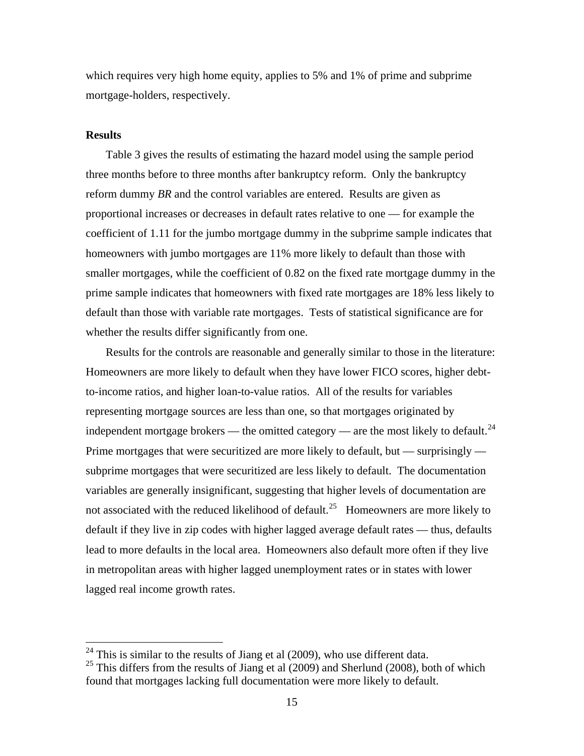which requires very high home equity, applies to 5% and 1% of prime and subprime mortgage-holders, respectively.

**Results**

Table 3 gives the results of estimating the hazard model using the sample period three months before to three months after bankruptcy reform. Only the bankruptcy reform dummy *BR* and the control variables are entered. Results are given as proportional increases or decreases in default rates relative to one — for example the coefficient of 1.11 for the jumbo mortgage dummy in the subprime sample indicates that homeowners with jumbo mortgages are 11% more likely to default than those with smaller mortgages, while the coefficient of 0.82 on the fixed rate mortgage dummy in the prime sample indicates that homeowners with fixed rate mortgages are 18% less likely to default than those with variable rate mortgages. Tests of statistical significance are for whether the results differ significantly from one.

Results for the controls are reasonable and generally similar to those in the literature: Homeowners are more likely to default when they have lower FICO scores, higher debt-to-income ratios, and higher loan-to-value ratios. All of the results for variables representing mortgage sources are less than one, so that mortgages originated by independent mortgage brokers — the omitted category — are the most likely to default.[24] Prime mortgages that were securitized are more likely to default, but — surprisingly — subprime mortgages that were securitized are less likely to default. The documentation variables are generally insignificant, suggesting that higher levels of documentation are not associated with the reduced likelihood of default.[25] Homeowners are more likely to default if they live in zip codes with higher lagged average default rates — thus, defaults lead to more defaults in the local area. Homeowners also default more often if they live in metropolitan areas with higher lagged unemployment rates or in states with lower lagged real income growth rates.

[24] This is similar to the results of Jiang et al (2009), who use different data.

[25] This differs from the results of Jiang et al (2009) and Sherlund (2008), both of which found that mortgages lacking full documentation were more likely to default.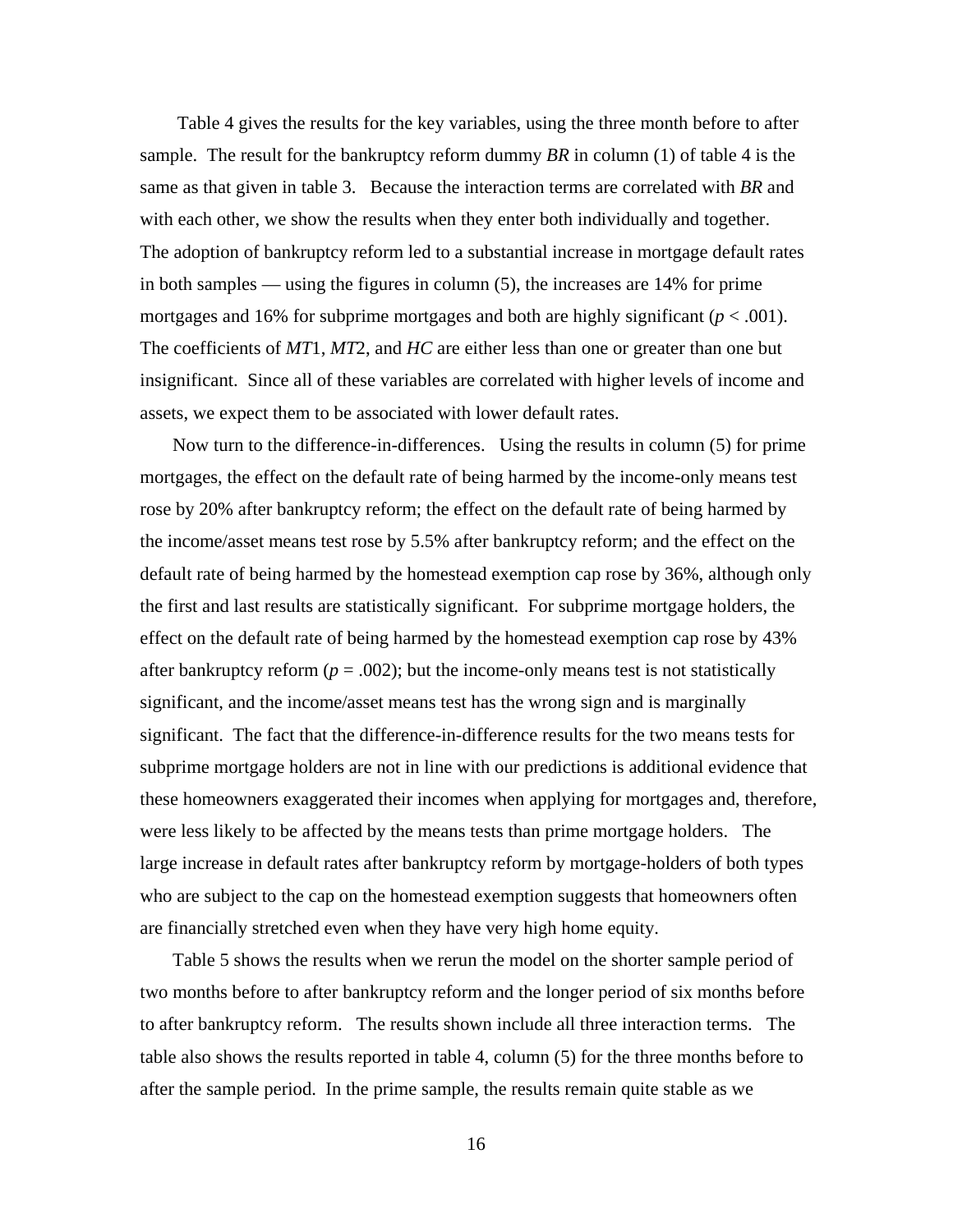Table 4 gives the results for the key variables, using the three month before to after sample. The result for the bankruptcy reform dummy *BR* in column (1) of table 4 is the same as that given in table 3. Because the interaction terms are correlated with *BR* and with each other, we show the results when they enter both individually and together. The adoption of bankruptcy reform led to a substantial increase in mortgage default rates in both samples — using the figures in column (5), the increases are 14% for prime mortgages and 16% for subprime mortgages and both are highly significant ($p < .001$). The coefficients of *MT*1, *MT*2, and *HC* are either less than one or greater than one but insignificant. Since all of these variables are correlated with higher levels of income and assets, we expect them to be associated with lower default rates.

Now turn to the difference-in-differences. Using the results in column (5) for prime mortgages, the effect on the default rate of being harmed by the income-only means test rose by 20% after bankruptcy reform; the effect on the default rate of being harmed by the income/asset means test rose by 5.5% after bankruptcy reform; and the effect on the default rate of being harmed by the homestead exemption cap rose by 36%, although only the first and last results are statistically significant. For subprime mortgage holders, the effect on the default rate of being harmed by the homestead exemption cap rose by 43% after bankruptcy reform ($p = .002$); but the income-only means test is not statistically significant, and the income/asset means test has the wrong sign and is marginally significant. The fact that the difference-in-difference results for the two means tests for subprime mortgage holders are not in line with our predictions is additional evidence that these homeowners exaggerated their incomes when applying for mortgages and, therefore, were less likely to be affected by the means tests than prime mortgage holders. The large increase in default rates after bankruptcy reform by mortgage-holders of both types who are subject to the cap on the homestead exemption suggests that homeowners often are financially stretched even when they have very high home equity.

Table 5 shows the results when we rerun the model on the shorter sample period of two months before to after bankruptcy reform and the longer period of six months before to after bankruptcy reform. The results shown include all three interaction terms. The table also shows the results reported in table 4, column (5) for the three months before to after the sample period. In the prime sample, the results remain quite stable as we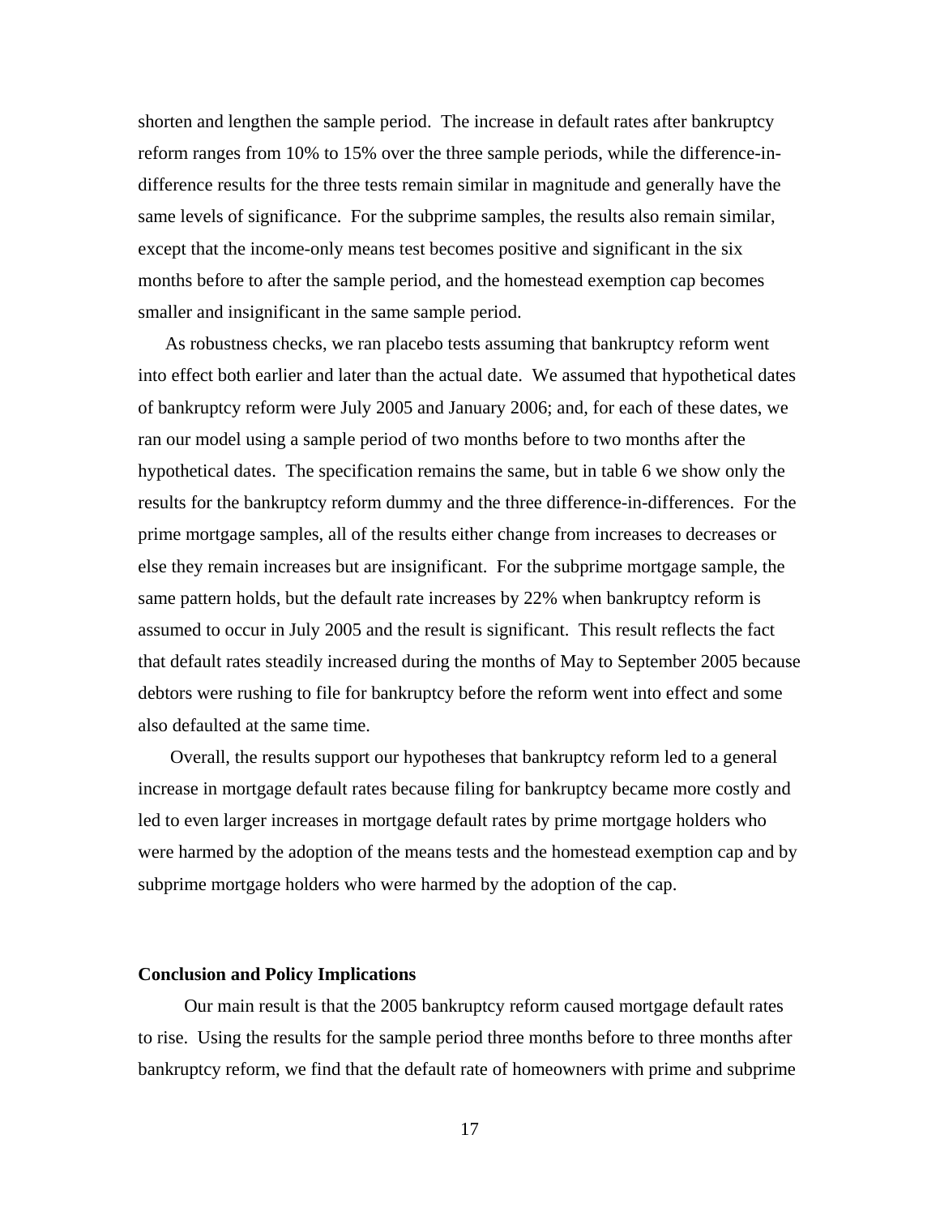shorten and lengthen the sample period. The increase in default rates after bankruptcy reform ranges from 10% to 15% over the three sample periods, while the difference-in-difference results for the three tests remain similar in magnitude and generally have the same levels of significance. For the subprime samples, the results also remain similar, except that the income-only means test becomes positive and significant in the six months before to after the sample period, and the homestead exemption cap becomes smaller and insignificant in the same sample period.

As robustness checks, we ran placebo tests assuming that bankruptcy reform went into effect both earlier and later than the actual date. We assumed that hypothetical dates of bankruptcy reform were July 2005 and January 2006; and, for each of these dates, we ran our model using a sample period of two months before to two months after the hypothetical dates. The specification remains the same, but in table 6 we show only the results for the bankruptcy reform dummy and the three difference-in-differences. For the prime mortgage samples, all of the results either change from increases to decreases or else they remain increases but are insignificant. For the subprime mortgage sample, the same pattern holds, but the default rate increases by 22% when bankruptcy reform is assumed to occur in July 2005 and the result is significant. This result reflects the fact that default rates steadily increased during the months of May to September 2005 because debtors were rushing to file for bankruptcy before the reform went into effect and some also defaulted at the same time.

Overall, the results support our hypotheses that bankruptcy reform led to a general increase in mortgage default rates because filing for bankruptcy became more costly and led to even larger increases in mortgage default rates by prime mortgage holders who were harmed by the adoption of the means tests and the homestead exemption cap and by subprime mortgage holders who were harmed by the adoption of the cap.

**Conclusion and Policy Implications**

Our main result is that the 2005 bankruptcy reform caused mortgage default rates to rise. Using the results for the sample period three months before to three months after bankruptcy reform, we find that the default rate of homeowners with prime and subprime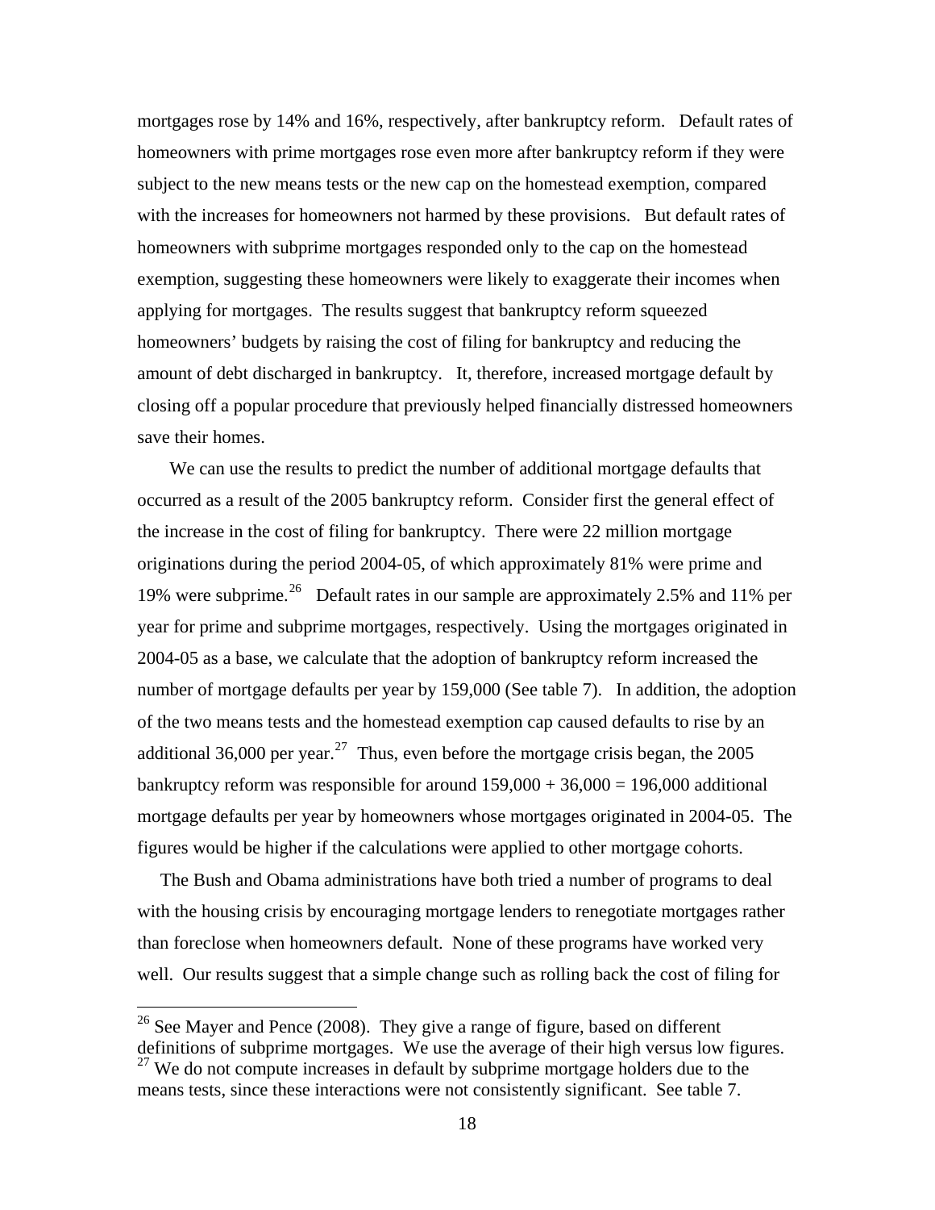mortgages rose by 14% and 16%, respectively, after bankruptcy reform. Default rates of homeowners with prime mortgages rose even more after bankruptcy reform if they were subject to the new means tests or the new cap on the homestead exemption, compared with the increases for homeowners not harmed by these provisions. But default rates of homeowners with subprime mortgages responded only to the cap on the homestead exemption, suggesting these homeowners were likely to exaggerate their incomes when applying for mortgages. The results suggest that bankruptcy reform squeezed homeowners' budgets by raising the cost of filing for bankruptcy and reducing the amount of debt discharged in bankruptcy. It, therefore, increased mortgage default by closing off a popular procedure that previously helped financially distressed homeowners save their homes.

We can use the results to predict the number of additional mortgage defaults that occurred as a result of the 2005 bankruptcy reform. Consider first the general effect of the increase in the cost of filing for bankruptcy. There were 22 million mortgage originations during the period 2004-05, of which approximately 81% were prime and 19% were subprime.[26] Default rates in our sample are approximately 2.5% and 11% per year for prime and subprime mortgages, respectively. Using the mortgages originated in 2004-05 as a base, we calculate that the adoption of bankruptcy reform increased the number of mortgage defaults per year by 159,000 (See table 7). In addition, the adoption of the two means tests and the homestead exemption cap caused defaults to rise by an additional 36,000 per year.[27] Thus, even before the mortgage crisis began, the 2005 bankruptcy reform was responsible for around 159,000 + 36,000 = 196,000 additional mortgage defaults per year by homeowners whose mortgages originated in 2004-05. The figures would be higher if the calculations were applied to other mortgage cohorts.

The Bush and Obama administrations have both tried a number of programs to deal with the housing crisis by encouraging mortgage lenders to renegotiate mortgages rather than foreclose when homeowners default. None of these programs have worked very well. Our results suggest that a simple change such as rolling back the cost of filing for

---

[26] See Mayer and Pence (2008). They give a range of figure, based on different definitions of subprime mortgages. We use the average of their high versus low figures.

[27] We do not compute increases in default by subprime mortgage holders due to the means tests, since these interactions were not consistently significant. See table 7.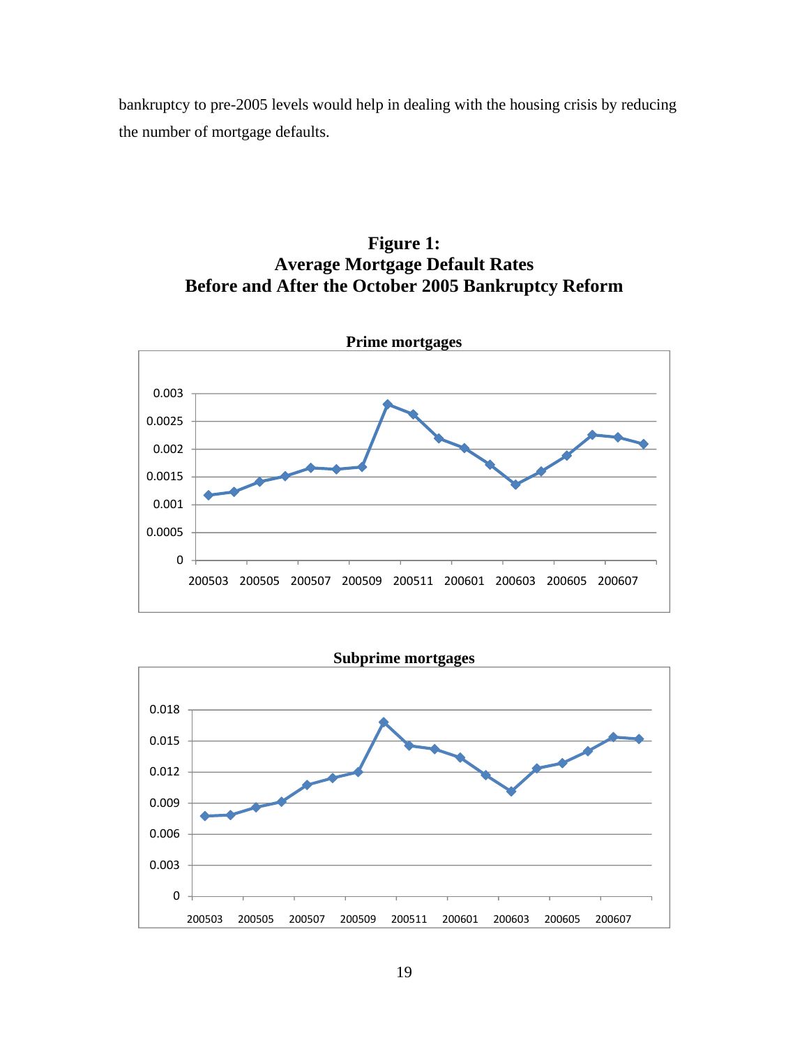bankruptcy to pre-2005 levels would help in dealing with the housing crisis by reducing the number of mortgage defaults.

**Figure 1:**
**Average Mortgage Default Rates**
**Before and After the October 2005 Bankruptcy Reform**

**Prime mortgages**

**Subprime mortgages**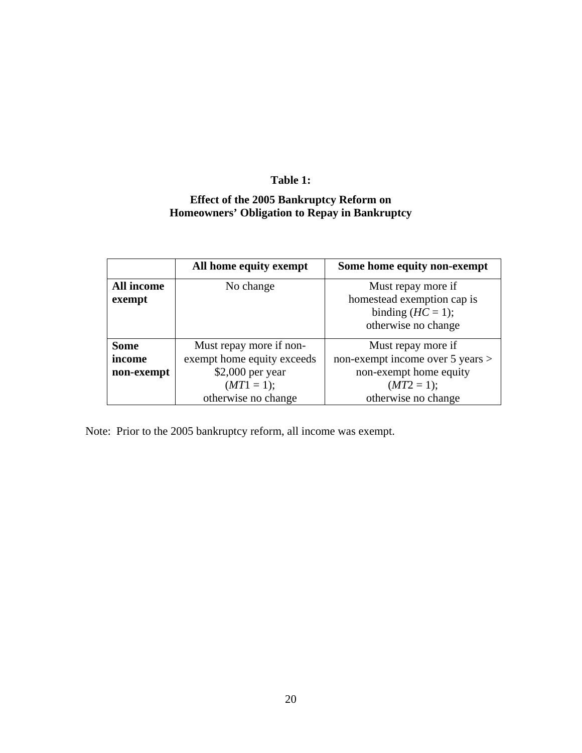**Table 1:**

**Effect of the 2005 Bankruptcy Reform on Homeowners' Obligation to Repay in Bankruptcy**

| | **All home equity exempt** | **Some home equity non-exempt** |
|---|---|---|
| **All income exempt** | No change | Must repay more if homestead exemption cap is binding ($HC = 1$); otherwise no change |
| **Some income non-exempt** | Must repay more if non-exempt home equity exceeds \$2,000 per year ($MT1 = 1$); otherwise no change | Must repay more if non-exempt income over 5 years > non-exempt home equity ($MT2 = 1$); otherwise no change |

Note: Prior to the 2005 bankruptcy reform, all income was exempt.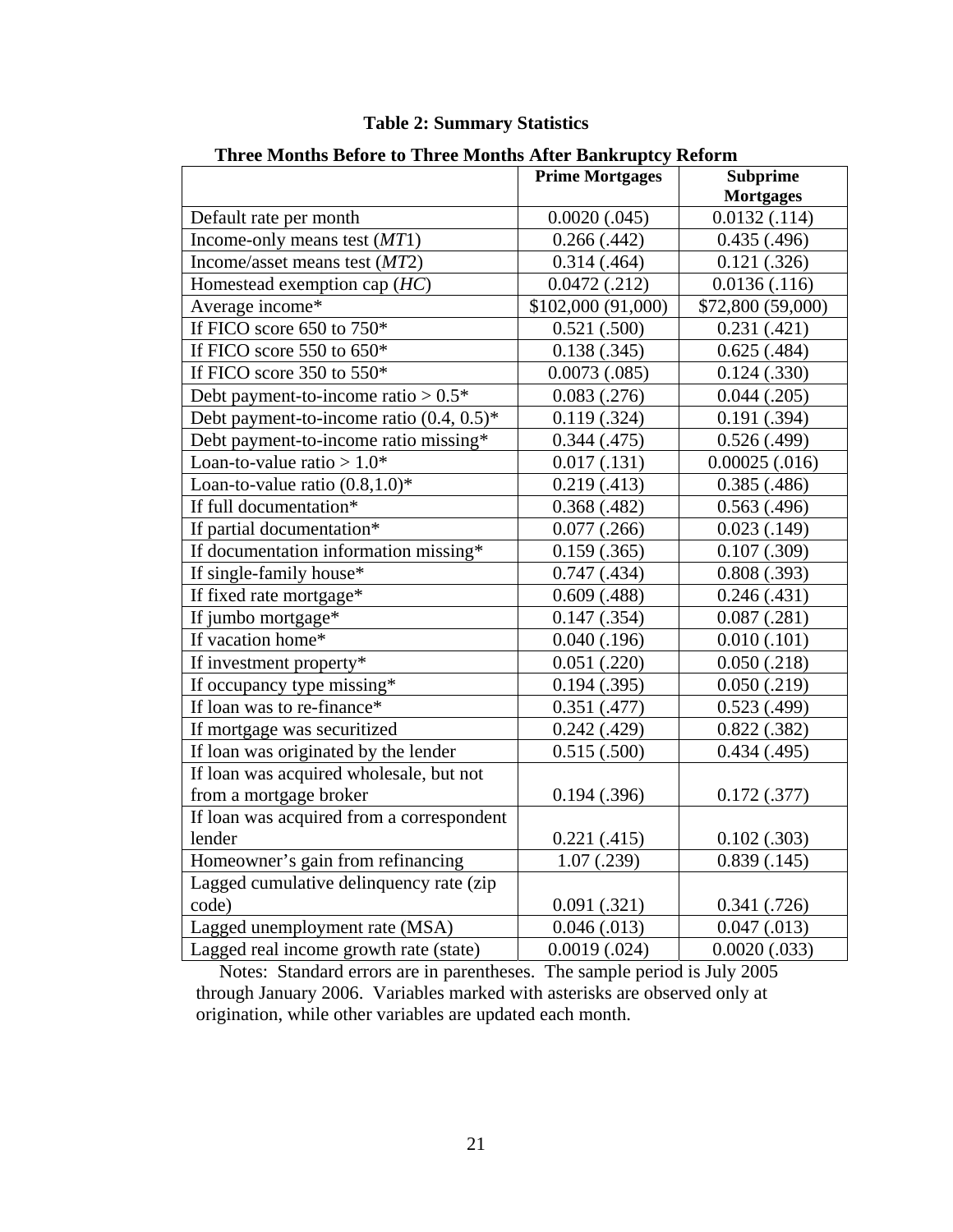**Table 2: Summary Statistics**

**Three Months Before to Three Months After Bankruptcy Reform**

| | **Prime Mortgages** | **Subprime Mortgages** |
|---|---|---|
| Default rate per month | 0.0020 (.045) | 0.0132 (.114) |
| Income-only means test (*MT*1) | 0.266 (.442) | 0.435 (.496) |
| Income/asset means test (*MT*2) | 0.314 (.464) | 0.121 (.326) |
| Homestead exemption cap (*HC*) | 0.0472 (.212) | 0.0136 (.116) |
| Average income* | $102,000 (91,000) | $72,800 (59,000) |
| If FICO score 650 to 750* | 0.521 (.500) | 0.231 (.421) |
| If FICO score 550 to 650* | 0.138 (.345) | 0.625 (.484) |
| If FICO score 350 to 550* | 0.0073 (.085) | 0.124 (.330) |
| Debt payment-to-income ratio > 0.5* | 0.083 (.276) | 0.044 (.205) |
| Debt payment-to-income ratio (0.4, 0.5)* | 0.119 (.324) | 0.191 (.394) |
| Debt payment-to-income ratio missing* | 0.344 (.475) | 0.526 (.499) |
| Loan-to-value ratio > 1.0* | 0.017 (.131) | 0.00025 (.016) |
| Loan-to-value ratio (0.8,1.0)* | 0.219 (.413) | 0.385 (.486) |
| If full documentation* | 0.368 (.482) | 0.563 (.496) |
| If partial documentation* | 0.077 (.266) | 0.023 (.149) |
| If documentation information missing* | 0.159 (.365) | 0.107 (.309) |
| If single-family house* | 0.747 (.434) | 0.808 (.393) |
| If fixed rate mortgage* | 0.609 (.488) | 0.246 (.431) |
| If jumbo mortgage* | 0.147 (.354) | 0.087 (.281) |
| If vacation home* | 0.040 (.196) | 0.010 (.101) |
| If investment property* | 0.051 (.220) | 0.050 (.218) |
| If occupancy type missing* | 0.194 (.395) | 0.050 (.219) |
| If loan was to re-finance* | 0.351 (.477) | 0.523 (.499) |
| If mortgage was securitized | 0.242 (.429) | 0.822 (.382) |
| If loan was originated by the lender | 0.515 (.500) | 0.434 (.495) |
| If loan was acquired wholesale, but not from a mortgage broker | 0.194 (.396) | 0.172 (.377) |
| If loan was acquired from a correspondent lender | 0.221 (.415) | 0.102 (.303) |
| Homeowner's gain from refinancing | 1.07 (.239) | 0.839 (.145) |
| Lagged cumulative delinquency rate (zip code) | 0.091 (.321) | 0.341 (.726) |
| Lagged unemployment rate (MSA) | 0.046 (.013) | 0.047 (.013) |
| Lagged real income growth rate (state) | 0.0019 (.024) | 0.0020 (.033) |

Notes: Standard errors are in parentheses. The sample period is July 2005 through January 2006. Variables marked with asterisks are observed only at origination, while other variables are updated each month.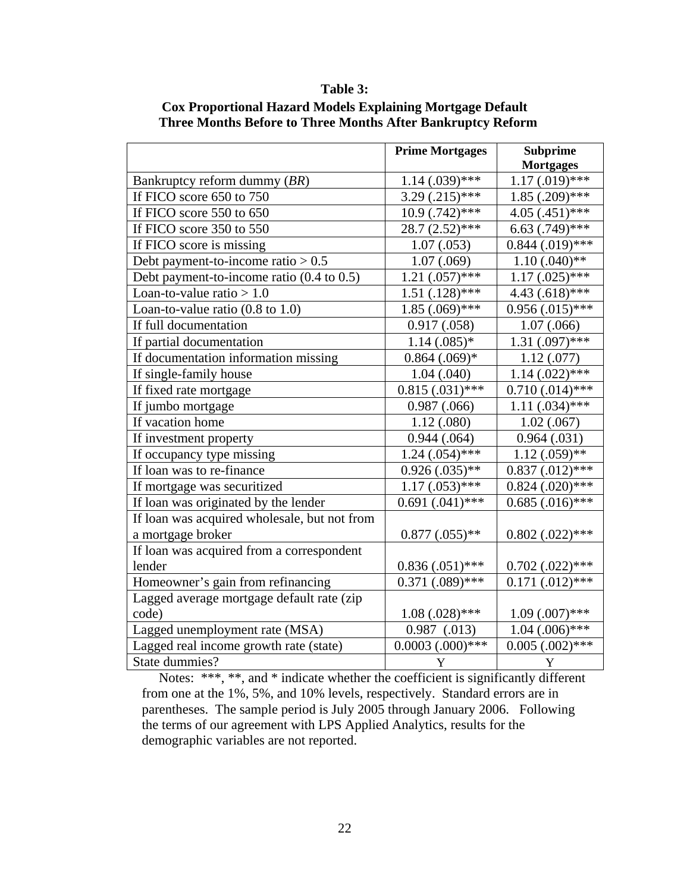**Table 3:**

**Cox Proportional Hazard Models Explaining Mortgage Default Three Months Before to Three Months After Bankruptcy Reform**

| | **Prime Mortgages** | **Subprime Mortgages** |
|---|---|---|
| Bankruptcy reform dummy (*BR*) | 1.14 (.039)*** | 1.17 (.019)*** |
| If FICO score 650 to 750 | 3.29 (.215)*** | 1.85 (.209)*** |
| If FICO score 550 to 650 | 10.9 (.742)*** | 4.05 (.451)*** |
| If FICO score 350 to 550 | 28.7 (2.52)*** | 6.63 (.749)*** |
| If FICO score is missing | 1.07 (.053) | 0.844 (.019)*** |
| Debt payment-to-income ratio > 0.5 | 1.07 (.069) | 1.10 (.040)** |
| Debt payment-to-income ratio (0.4 to 0.5) | 1.21 (.057)*** | 1.17 (.025)*** |
| Loan-to-value ratio > 1.0 | 1.51 (.128)*** | 4.43 (.618)*** |
| Loan-to-value ratio (0.8 to 1.0) | 1.85 (.069)*** | 0.956 (.015)*** |
| If full documentation | 0.917 (.058) | 1.07 (.066) |
| If partial documentation | 1.14 (.085)* | 1.31 (.097)*** |
| If documentation information missing | 0.864 (.069)* | 1.12 (.077) |
| If single-family house | 1.04 (.040) | 1.14 (.022)*** |
| If fixed rate mortgage | 0.815 (.031)*** | 0.710 (.014)*** |
| If jumbo mortgage | 0.987 (.066) | 1.11 (.034)*** |
| If vacation home | 1.12 (.080) | 1.02 (.067) |
| If investment property | 0.944 (.064) | 0.964 (.031) |
| If occupancy type missing | 1.24 (.054)*** | 1.12 (.059)** |
| If loan was to re-finance | 0.926 (.035)** | 0.837 (.012)*** |
| If mortgage was securitized | 1.17 (.053)*** | 0.824 (.020)*** |
| If loan was originated by the lender | 0.691 (.041)*** | 0.685 (.016)*** |
| If loan was acquired wholesale, but not from a mortgage broker | 0.877 (.055)** | 0.802 (.022)*** |
| If loan was acquired from a correspondent lender | 0.836 (.051)*** | 0.702 (.022)*** |
| Homeowner's gain from refinancing | 0.371 (.089)*** | 0.171 (.012)*** |
| Lagged average mortgage default rate (zip code) | 1.08 (.028)*** | 1.09 (.007)*** |
| Lagged unemployment rate (MSA) | 0.987 (.013) | 1.04 (.006)*** |
| Lagged real income growth rate (state) | 0.0003 (.000)*** | 0.005 (.002)*** |
| State dummies? | Y | Y |

Notes: ***, **, and * indicate whether the coefficient is significantly different from one at the 1%, 5%, and 10% levels, respectively. Standard errors are in parentheses. The sample period is July 2005 through January 2006. Following the terms of our agreement with LPS Applied Analytics, results for the demographic variables are not reported.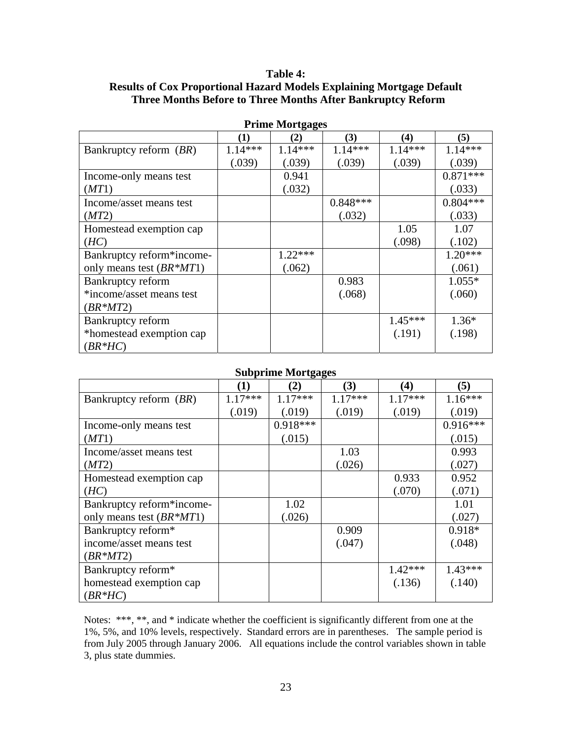**Table 4:**
**Results of Cox Proportional Hazard Models Explaining Mortgage Default Three Months Before to Three Months After Bankruptcy Reform**

**Prime Mortgages**

| | (1) | (2) | (3) | (4) | (5) |
|---|---|---|---|---|---|
| Bankruptcy reform (*BR*) | 1.14*** (.039) | 1.14*** (.039) | 1.14*** (.039) | 1.14*** (.039) | 1.14*** (.039) |
| Income-only means test (*MT*1) | | 0.941 (.032) | | | 0.871*** (.033) |
| Income/asset means test (*MT*2) | | | 0.848*** (.032) | | 0.804*** (.033) |
| Homestead exemption cap (*HC*) | | | | 1.05 (.098) | 1.07 (.102) |
| Bankruptcy reform*income-only means test (*BR*MT*1) | | 1.22*** (.062) | | | 1.20*** (.061) |
| Bankruptcy reform *income/asset means test (*BR*MT*2) | | | 0.983 (.068) | | 1.055* (.060) |
| Bankruptcy reform *homestead exemption cap (*BR*HC*) | | | | 1.45*** (.191) | 1.36* (.198) |

**Subprime Mortgages**

| | (1) | (2) | (3) | (4) | (5) |
|---|---|---|---|---|---|
| Bankruptcy reform (*BR*) | 1.17*** (.019) | 1.17*** (.019) | 1.17*** (.019) | 1.17*** (.019) | 1.16*** (.019) |
| Income-only means test (*MT*1) | | 0.918*** (.015) | | | 0.916*** (.015) |
| Income/asset means test (*MT*2) | | | 1.03 (.026) | | 0.993 (.027) |
| Homestead exemption cap (*HC*) | | | | 0.933 (.070) | 0.952 (.071) |
| Bankruptcy reform*income-only means test (*BR*MT*1) | | 1.02 (.026) | | | 1.01 (.027) |
| Bankruptcy reform* income/asset means test (*BR*MT*2) | | | 0.909 (.047) | | 0.918* (.048) |
| Bankruptcy reform* homestead exemption cap (*BR*HC*) | | | | 1.42*** (.136) | 1.43*** (.140) |

Notes: ***, **, and * indicate whether the coefficient is significantly different from one at the 1%, 5%, and 10% levels, respectively. Standard errors are in parentheses. The sample period is from July 2005 through January 2006. All equations include the control variables shown in table 3, plus state dummies.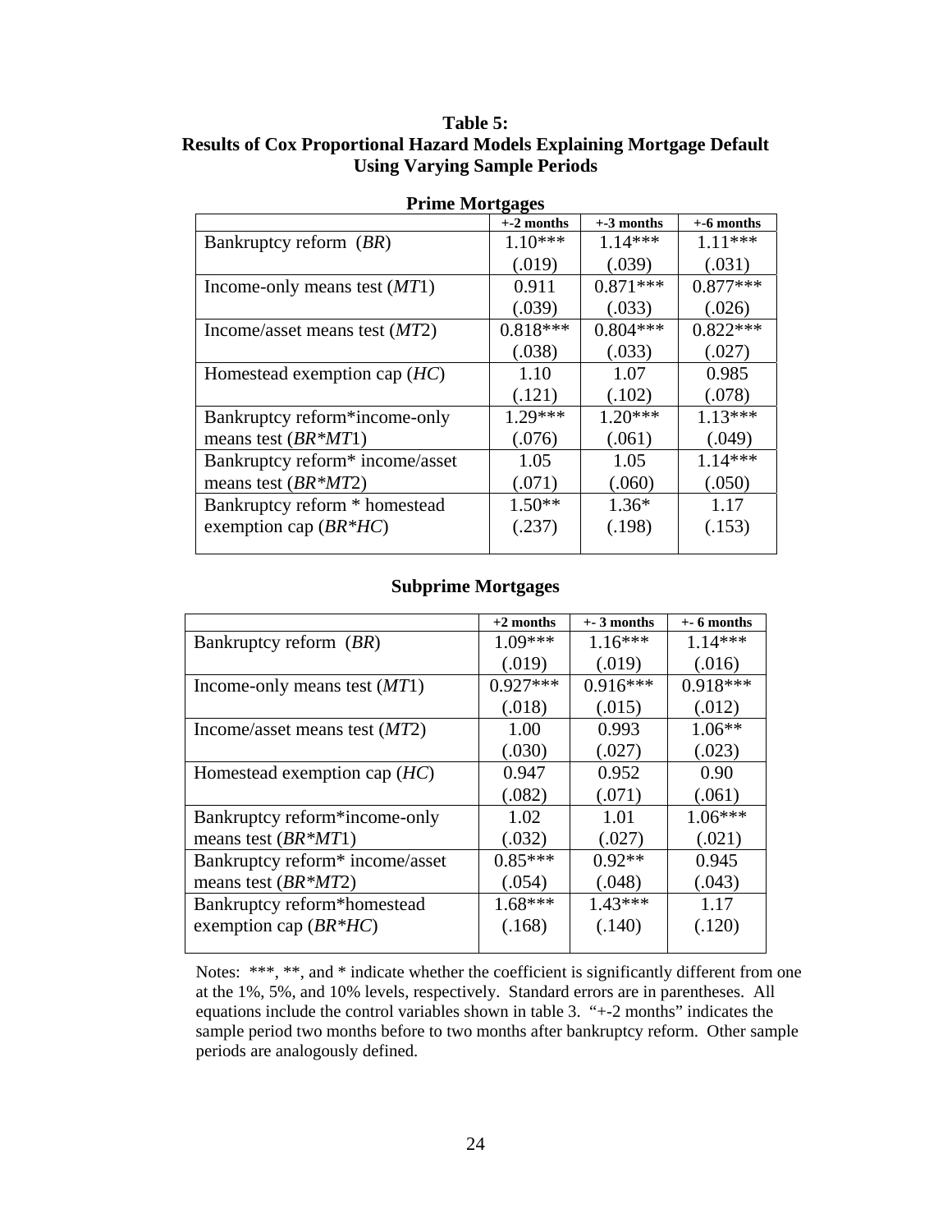**Table 5:**
**Results of Cox Proportional Hazard Models Explaining Mortgage Default Using Varying Sample Periods**

**Prime Mortgages**

| | +-2 months | +-3 months | +-6 months |
|---|---|---|---|
| Bankruptcy reform (*BR*) | 1.10*** | 1.14*** | 1.11*** |
| | (.019) | (.039) | (.031) |
| Income-only means test (*MT*1) | 0.911 | 0.871*** | 0.877*** |
| | (.039) | (.033) | (.026) |
| Income/asset means test (*MT*2) | 0.818*** | 0.804*** | 0.822*** |
| | (.038) | (.033) | (.027) |
| Homestead exemption cap (*HC*) | 1.10 | 1.07 | 0.985 |
| | (.121) | (.102) | (.078) |
| Bankruptcy reform*income-only means test (*BR*MT*1) | 1.29*** | 1.20*** | 1.13*** |
| | (.076) | (.061) | (.049) |
| Bankruptcy reform* income/asset means test (*BR*MT*2) | 1.05 | 1.05 | 1.14*** |
| | (.071) | (.060) | (.050) |
| Bankruptcy reform * homestead exemption cap (*BR*HC*) | 1.50** | 1.36* | 1.17 |
| | (.237) | (.198) | (.153) |

**Subprime Mortgages**

| | +2 months | +- 3 months | +- 6 months |
|---|---|---|---|
| Bankruptcy reform (*BR*) | 1.09*** | 1.16*** | 1.14*** |
| | (.019) | (.019) | (.016) |
| Income-only means test (*MT*1) | 0.927*** | 0.916*** | 0.918*** |
| | (.018) | (.015) | (.012) |
| Income/asset means test (*MT*2) | 1.00 | 0.993 | 1.06** |
| | (.030) | (.027) | (.023) |
| Homestead exemption cap (*HC*) | 0.947 | 0.952 | 0.90 |
| | (.082) | (.071) | (.061) |
| Bankruptcy reform*income-only means test (*BR*MT*1) | 1.02 | 1.01 | 1.06*** |
| | (.032) | (.027) | (.021) |
| Bankruptcy reform* income/asset means test (*BR*MT*2) | 0.85*** | 0.92** | 0.945 |
| | (.054) | (.048) | (.043) |
| Bankruptcy reform*homestead exemption cap (*BR*HC*) | 1.68*** | 1.43*** | 1.17 |
| | (.168) | (.140) | (.120) |

Notes: ***, **, and * indicate whether the coefficient is significantly different from one at the 1%, 5%, and 10% levels, respectively. Standard errors are in parentheses. All equations include the control variables shown in table 3. "+-2 months" indicates the sample period two months before to two months after bankruptcy reform. Other sample periods are analogously defined.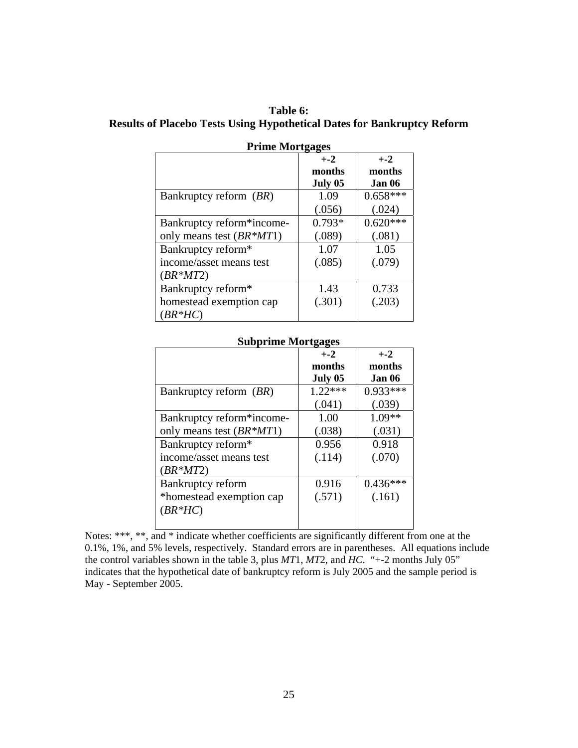**Table 6:**
**Results of Placebo Tests Using Hypothetical Dates for Bankruptcy Reform**

**Prime Mortgages**

| | **+-2 months July 05** | **+-2 months Jan 06** |
|---|---|---|
| Bankruptcy reform (*BR*) | 1.09<br>(.056) | 0.658***<br>(.024) |
| Bankruptcy reform*income-only means test (*BR*MT*1) | 0.793*<br>(.089) | 0.620***<br>(.081) |
| Bankruptcy reform* income/asset means test (*BR*MT*2) | 1.07<br>(.085) | 1.05<br>(.079) |
| Bankruptcy reform* homestead exemption cap (*BR*HC*) | 1.43<br>(.301) | 0.733<br>(.203) |

**Subprime Mortgages**

| | **+-2 months July 05** | **+-2 months Jan 06** |
|---|---|---|
| Bankruptcy reform (*BR*) | 1.22***<br>(.041) | 0.933***<br>(.039) |
| Bankruptcy reform*income-only means test (*BR*MT*1) | 1.00<br>(.038) | 1.09**<br>(.031) |
| Bankruptcy reform* income/asset means test (*BR*MT*2) | 0.956<br>(.114) | 0.918<br>(.070) |
| Bankruptcy reform *homestead exemption cap (*BR*HC*) | 0.916<br>(.571) | 0.436***<br>(.161) |

Notes: ***, **, and * indicate whether coefficients are significantly different from one at the 0.1%, 1%, and 5% levels, respectively. Standard errors are in parentheses. All equations include the control variables shown in the table 3, plus *MT*1, *MT*2, and *HC*. "+-2 months July 05" indicates that the hypothetical date of bankruptcy reform is July 2005 and the sample period is May - September 2005.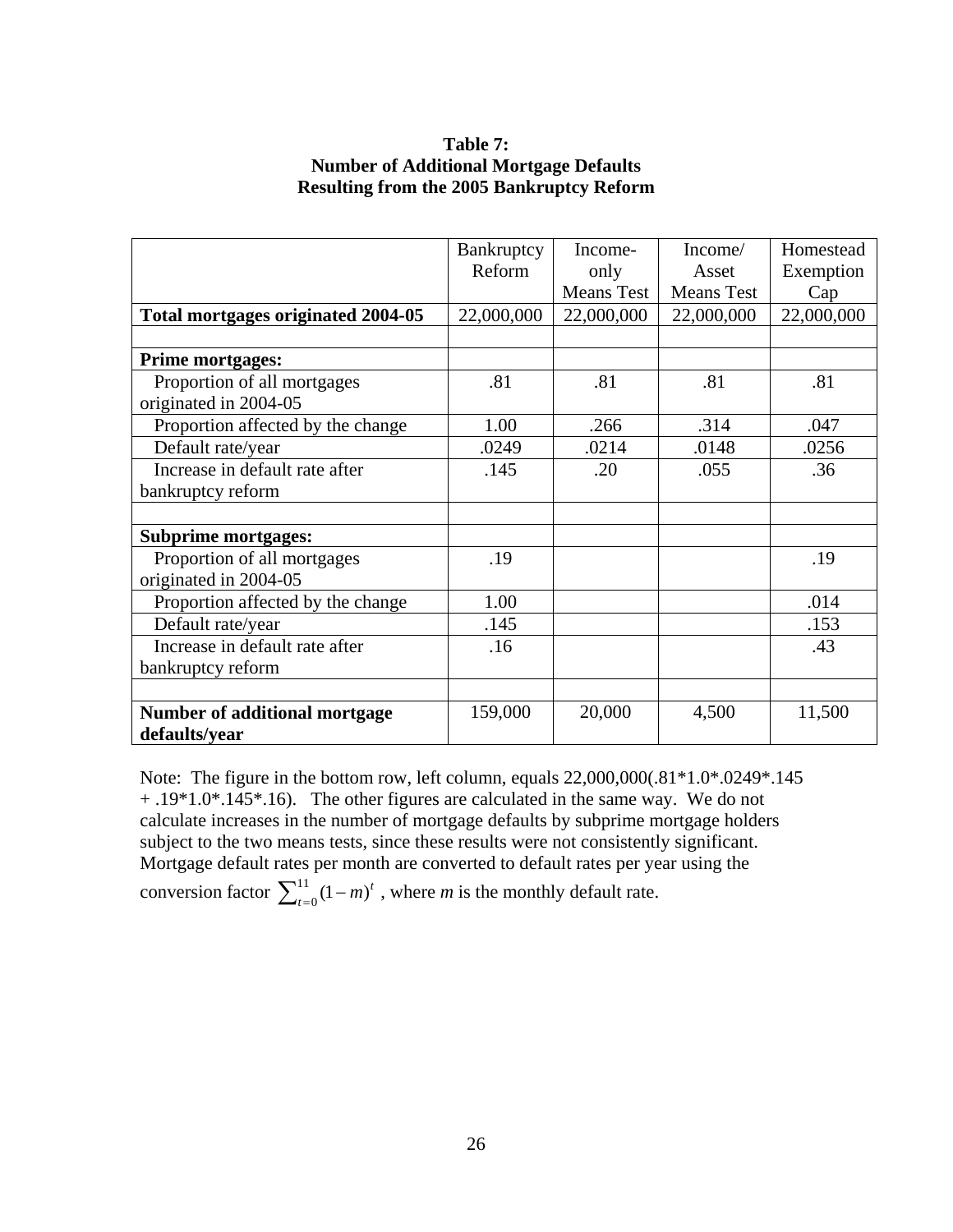**Table 7:**
**Number of Additional Mortgage Defaults**
**Resulting from the 2005 Bankruptcy Reform**

| | Bankruptcy Reform | Income-only Means Test | Income/ Asset Means Test | Homestead Exemption Cap |
|---|---|---|---|---|
| **Total mortgages originated 2004-05** | 22,000,000 | 22,000,000 | 22,000,000 | 22,000,000 |
| | | | | |
| **Prime mortgages:** | | | | |
| Proportion of all mortgages originated in 2004-05 | .81 | .81 | .81 | .81 |
| Proportion affected by the change | 1.00 | .266 | .314 | .047 |
| Default rate/year | .0249 | .0214 | .0148 | .0256 |
| Increase in default rate after bankruptcy reform | .145 | .20 | .055 | .36 |
| | | | | |
| **Subprime mortgages:** | | | | |
| Proportion of all mortgages originated in 2004-05 | .19 | | | .19 |
| Proportion affected by the change | 1.00 | | | .014 |
| Default rate/year | .145 | | | .153 |
| Increase in default rate after bankruptcy reform | .16 | | | .43 |
| | | | | |
| **Number of additional mortgage defaults/year** | 159,000 | 20,000 | 4,500 | 11,500 |

Note: The figure in the bottom row, left column, equals 22,000,000(.81*1.0*.0249*.145 + .19*1.0*.145*.16). The other figures are calculated in the same way. We do not calculate increases in the number of mortgage defaults by subprime mortgage holders subject to the two means tests, since these results were not consistently significant. Mortgage default rates per month are converted to default rates per year using the conversion factor $\sum_{t=0}^{11}(1-m)^t$ , where *m* is the monthly default rate.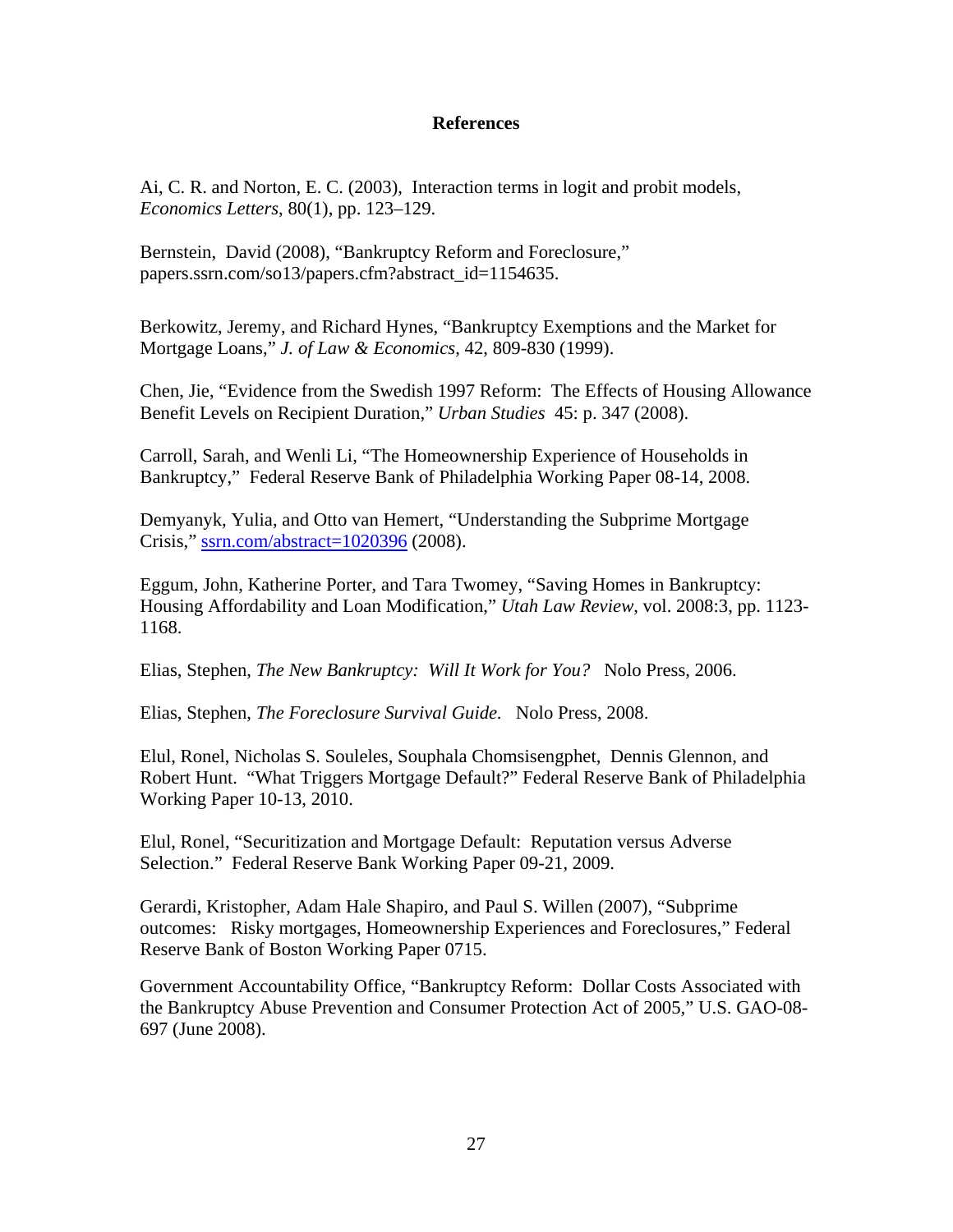# References

Ai, C. R. and Norton, E. C. (2003), Interaction terms in logit and probit models, *Economics Letters*, 80(1), pp. 123–129.

Bernstein, David (2008), "Bankruptcy Reform and Foreclosure," papers.ssrn.com/so13/papers.cfm?abstract_id=1154635.

Berkowitz, Jeremy, and Richard Hynes, "Bankruptcy Exemptions and the Market for Mortgage Loans," *J. of Law & Economics*, 42, 809-830 (1999).

Chen, Jie, "Evidence from the Swedish 1997 Reform: The Effects of Housing Allowance Benefit Levels on Recipient Duration," *Urban Studies* 45: p. 347 (2008).

Carroll, Sarah, and Wenli Li, "The Homeownership Experience of Households in Bankruptcy," Federal Reserve Bank of Philadelphia Working Paper 08-14, 2008.

Demyanyk, Yulia, and Otto van Hemert, "Understanding the Subprime Mortgage Crisis," ssrn.com/abstract=1020396 (2008).

Eggum, John, Katherine Porter, and Tara Twomey, "Saving Homes in Bankruptcy: Housing Affordability and Loan Modification," *Utah Law Review*, vol. 2008:3, pp. 1123-1168.

Elias, Stephen, *The New Bankruptcy: Will It Work for You?* Nolo Press, 2006.

Elias, Stephen, *The Foreclosure Survival Guide.* Nolo Press, 2008.

Elul, Ronel, Nicholas S. Souleles, Souphala Chomsisengphet, Dennis Glennon, and Robert Hunt. "What Triggers Mortgage Default?" Federal Reserve Bank of Philadelphia Working Paper 10-13, 2010.

Elul, Ronel, "Securitization and Mortgage Default: Reputation versus Adverse Selection." Federal Reserve Bank Working Paper 09-21, 2009.

Gerardi, Kristopher, Adam Hale Shapiro, and Paul S. Willen (2007), "Subprime outcomes: Risky mortgages, Homeownership Experiences and Foreclosures," Federal Reserve Bank of Boston Working Paper 0715.

Government Accountability Office, "Bankruptcy Reform: Dollar Costs Associated with the Bankruptcy Abuse Prevention and Consumer Protection Act of 2005," U.S. GAO-08-697 (June 2008).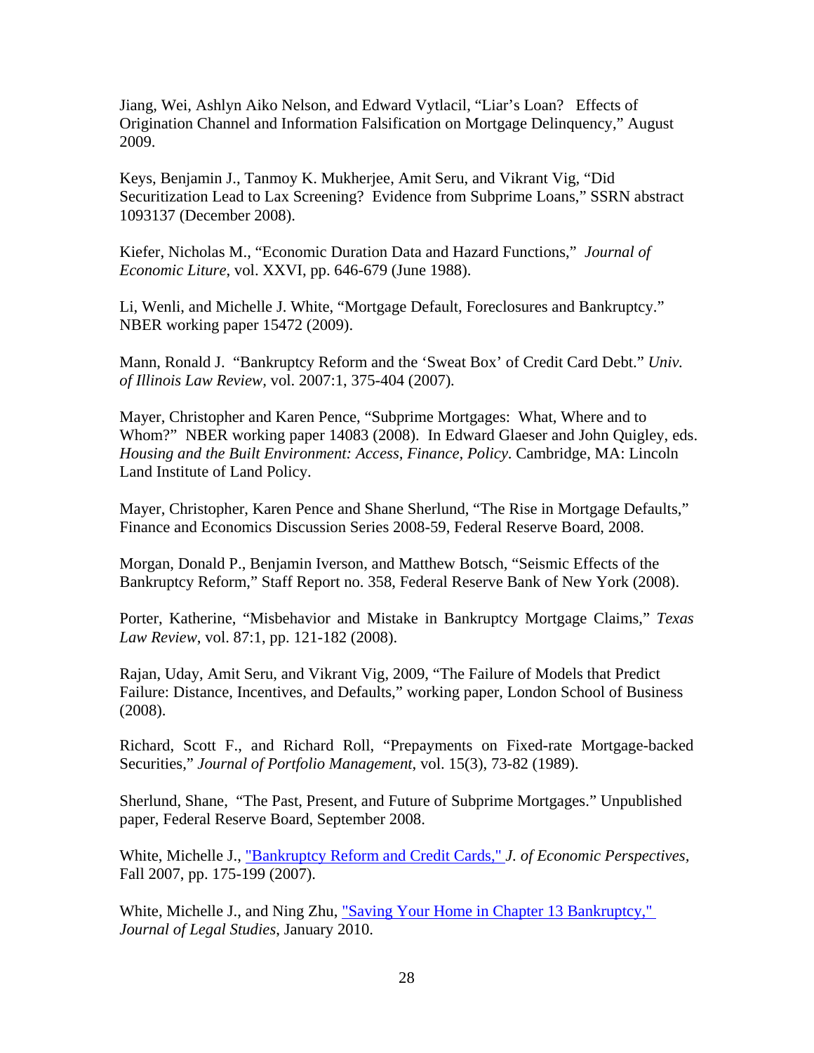Jiang, Wei, Ashlyn Aiko Nelson, and Edward Vytlacil, "Liar's Loan? Effects of Origination Channel and Information Falsification on Mortgage Delinquency," August 2009.

Keys, Benjamin J., Tanmoy K. Mukherjee, Amit Seru, and Vikrant Vig, "Did Securitization Lead to Lax Screening? Evidence from Subprime Loans," SSRN abstract 1093137 (December 2008).

Kiefer, Nicholas M., "Economic Duration Data and Hazard Functions," *Journal of Economic Liture*, vol. XXVI, pp. 646-679 (June 1988).

Li, Wenli, and Michelle J. White, "Mortgage Default, Foreclosures and Bankruptcy." NBER working paper 15472 (2009).

Mann, Ronald J. "Bankruptcy Reform and the 'Sweat Box' of Credit Card Debt." *Univ. of Illinois Law Review*, vol. 2007:1, 375-404 (2007).

Mayer, Christopher and Karen Pence, "Subprime Mortgages: What, Where and to Whom?" NBER working paper 14083 (2008). In Edward Glaeser and John Quigley, eds. *Housing and the Built Environment: Access, Finance, Policy*. Cambridge, MA: Lincoln Land Institute of Land Policy.

Mayer, Christopher, Karen Pence and Shane Sherlund, "The Rise in Mortgage Defaults," Finance and Economics Discussion Series 2008-59, Federal Reserve Board, 2008.

Morgan, Donald P., Benjamin Iverson, and Matthew Botsch, "Seismic Effects of the Bankruptcy Reform," Staff Report no. 358, Federal Reserve Bank of New York (2008).

Porter, Katherine, "Misbehavior and Mistake in Bankruptcy Mortgage Claims," *Texas Law Review*, vol. 87:1, pp. 121-182 (2008).

Rajan, Uday, Amit Seru, and Vikrant Vig, 2009, "The Failure of Models that Predict Failure: Distance, Incentives, and Defaults," working paper, London School of Business (2008).

Richard, Scott F., and Richard Roll, "Prepayments on Fixed-rate Mortgage-backed Securities," *Journal of Portfolio Management*, vol. 15(3), 73-82 (1989).

Sherlund, Shane, "The Past, Present, and Future of Subprime Mortgages." Unpublished paper, Federal Reserve Board, September 2008.

White, Michelle J., "Bankruptcy Reform and Credit Cards," *J. of Economic Perspectives*, Fall 2007, pp. 175-199 (2007).

White, Michelle J., and Ning Zhu, "Saving Your Home in Chapter 13 Bankruptcy," *Journal of Legal Studies*, January 2010.